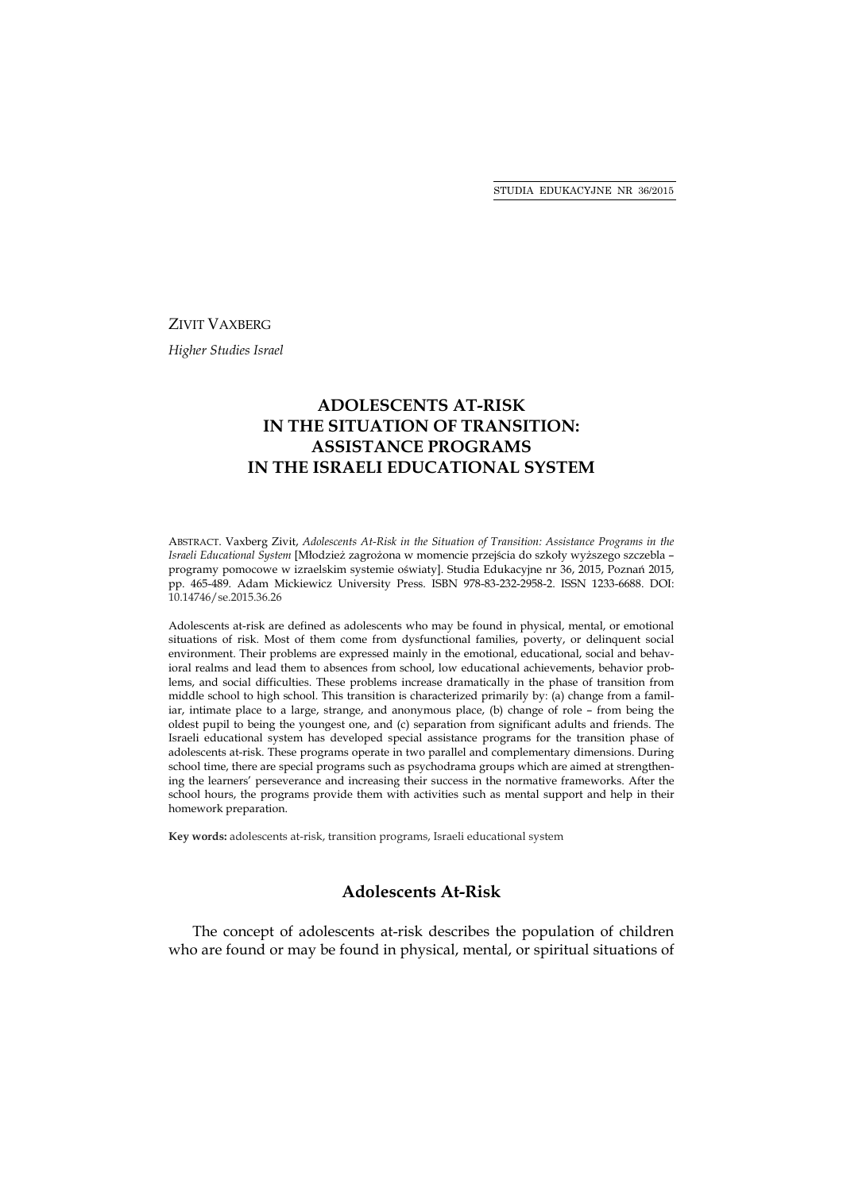ZIVIT VAXBERG

*Higher Studies Israel*

# ADOLESCENTS AT-RISK IN THE SITUATION OF TRANSITION: ASSISTANCE PROGRAMS IN THE ISRAELI EDUCATIONAL SYSTEM

ABSTRACT. Vaxberg Zivit, *Adolescents At-Risk in the Situation of Transition: Assistance Programs in the Israeli Educational System* [Młodzież zagrożona w momencie przejścia do szkoły wyższego szczebla – programy pomocowe w izraelskim systemie oświaty]. Studia Edukacyjne nr 36, 2015, Poznań 2015, pp. 465-489. Adam Mickiewicz University Press. ISBN 978-83-232-2958-2. ISSN 1233-6688. DOI: 10.14746/se.2015.36.26

Adolescents at-risk are defined as adolescents who may be found in physical, mental, or emotional situations of risk. Most of them come from dysfunctional families, poverty, or delinquent social environment. Their problems are expressed mainly in the emotional, educational, social and behavioral realms and lead them to absences from school, low educational achievements, behavior problems, and social difficulties. These problems increase dramatically in the phase of transition from middle school to high school. This transition is characterized primarily by: (a) change from a familiar, intimate place to a large, strange, and anonymous place, (b) change of role – from being the oldest pupil to being the youngest one, and (c) separation from significant adults and friends. The Israeli educational system has developed special assistance programs for the transition phase of adolescents at-risk. These programs operate in two parallel and complementary dimensions. During school time, there are special programs such as psychodrama groups which are aimed at strengthening the learners' perseverance and increasing their success in the normative frameworks. After the school hours, the programs provide them with activities such as mental support and help in their homework preparation.

**Key words:** adolescents at-risk, transition programs, Israeli educational system

## Adolescents At-Risk

The concept of adolescents at-risk describes the population of children who are found or may be found in physical, mental, or spiritual situations of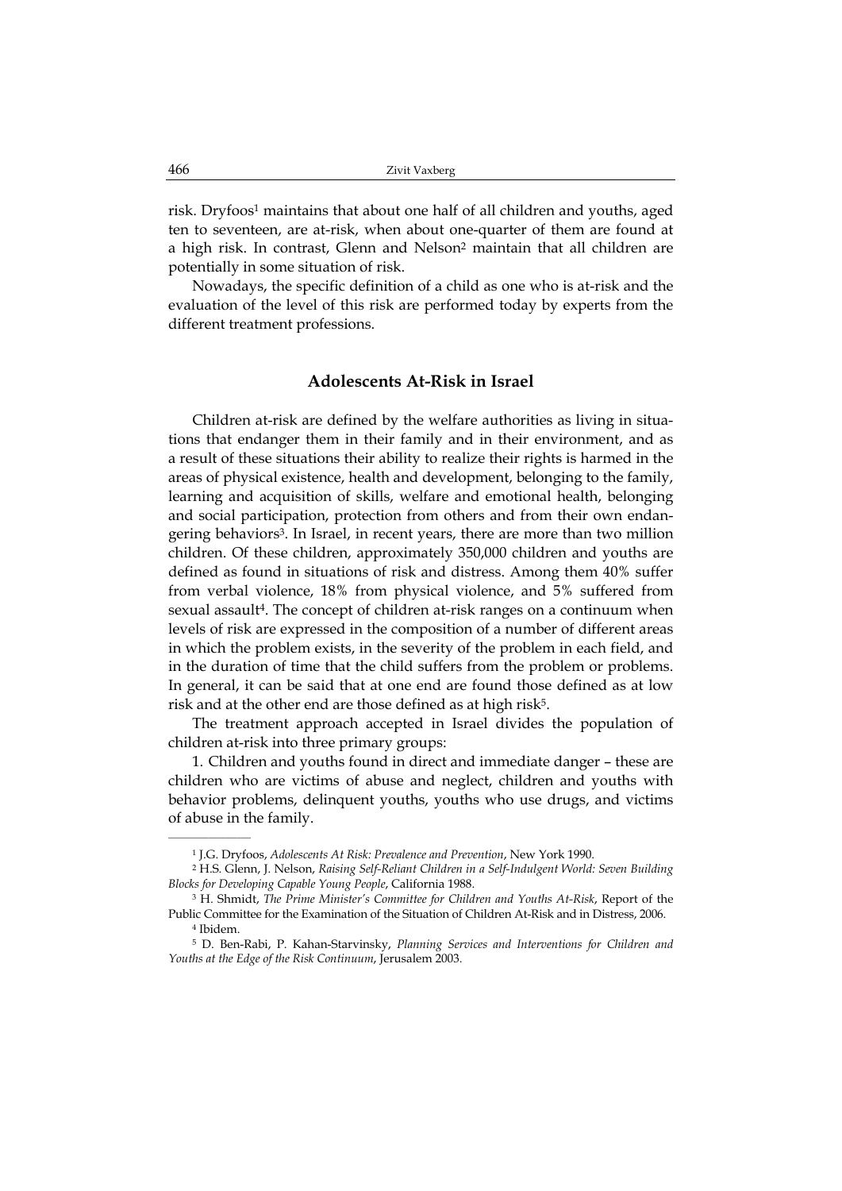risk. Dryfoos[1] maintains that about one half of all children and youths, aged ten to seventeen, are at-risk, when about one-quarter of them are found at a high risk. In contrast, Glenn and Nelson[2] maintain that all children are potentially in some situation of risk.

Nowadays, the specific definition of a child as one who is at-risk and the evaluation of the level of this risk are performed today by experts from the different treatment professions.

## Adolescents At-Risk in Israel

Children at-risk are defined by the welfare authorities as living in situations that endanger them in their family and in their environment, and as a result of these situations their ability to realize their rights is harmed in the areas of physical existence, health and development, belonging to the family, learning and acquisition of skills, welfare and emotional health, belonging and social participation, protection from others and from their own endangering behaviors[3]. In Israel, in recent years, there are more than two million children. Of these children, approximately 350,000 children and youths are defined as found in situations of risk and distress. Among them 40% suffer from verbal violence, 18% from physical violence, and 5% suffered from sexual assault[4]. The concept of children at-risk ranges on a continuum when levels of risk are expressed in the composition of a number of different areas in which the problem exists, in the severity of the problem in each field, and in the duration of time that the child suffers from the problem or problems. In general, it can be said that at one end are found those defined as at low risk and at the other end are those defined as at high risk[5].

The treatment approach accepted in Israel divides the population of children at-risk into three primary groups:

1. Children and youths found in direct and immediate danger – these are children who are victims of abuse and neglect, children and youths with behavior problems, delinquent youths, youths who use drugs, and victims of abuse in the family.

---

[1] J.G. Dryfoos, *Adolescents At Risk: Prevalence and Prevention*, New York 1990.

[2] H.S. Glenn, J. Nelson, *Raising Self-Reliant Children in a Self-Indulgent World: Seven Building Blocks for Developing Capable Young People*, California 1988.

[3] H. Shmidt, *The Prime Minister's Committee for Children and Youths At-Risk*, Report of the Public Committee for the Examination of the Situation of Children At-Risk and in Distress, 2006.

[4] Ibidem.

[5] D. Ben-Rabi, P. Kahan-Starvinsky, *Planning Services and Interventions for Children and Youths at the Edge of the Risk Continuum*, Jerusalem 2003.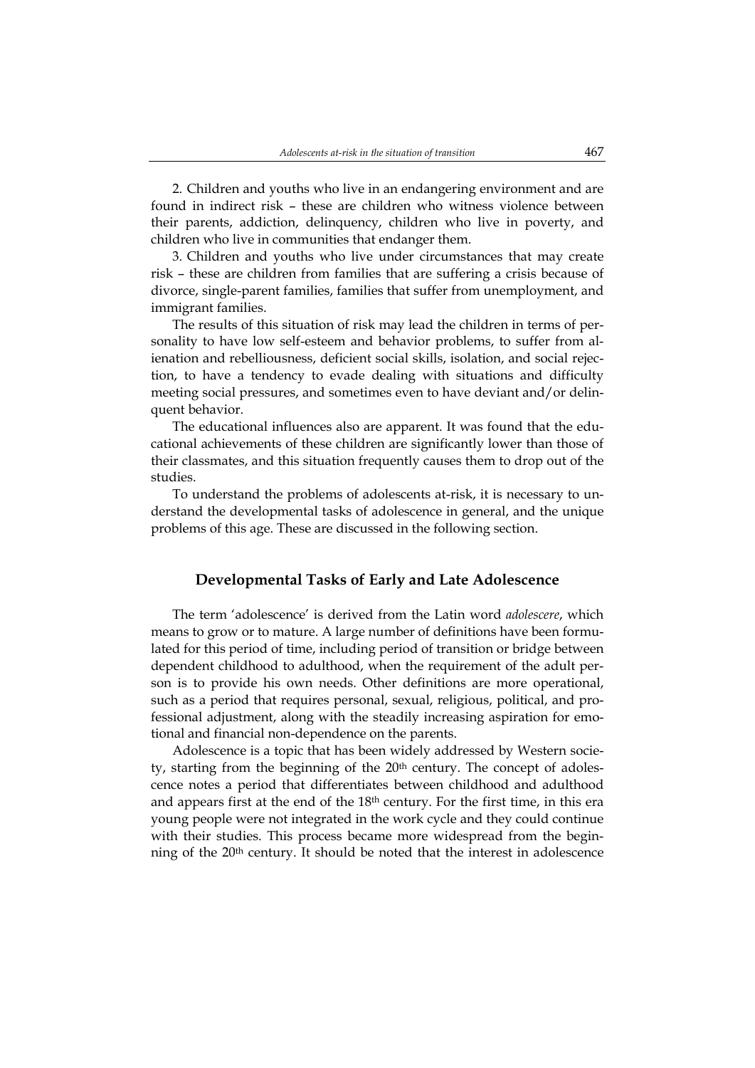2. Children and youths who live in an endangering environment and are found in indirect risk – these are children who witness violence between their parents, addiction, delinquency, children who live in poverty, and children who live in communities that endanger them.

3. Children and youths who live under circumstances that may create risk – these are children from families that are suffering a crisis because of divorce, single-parent families, families that suffer from unemployment, and immigrant families.

The results of this situation of risk may lead the children in terms of personality to have low self-esteem and behavior problems, to suffer from alienation and rebelliousness, deficient social skills, isolation, and social rejection, to have a tendency to evade dealing with situations and difficulty meeting social pressures, and sometimes even to have deviant and/or delinquent behavior.

The educational influences also are apparent. It was found that the educational achievements of these children are significantly lower than those of their classmates, and this situation frequently causes them to drop out of the studies.

To understand the problems of adolescents at-risk, it is necessary to understand the developmental tasks of adolescence in general, and the unique problems of this age. These are discussed in the following section.

## Developmental Tasks of Early and Late Adolescence

The term 'adolescence' is derived from the Latin word *adolescere*, which means to grow or to mature. A large number of definitions have been formulated for this period of time, including period of transition or bridge between dependent childhood to adulthood, when the requirement of the adult person is to provide his own needs. Other definitions are more operational, such as a period that requires personal, sexual, religious, political, and professional adjustment, along with the steadily increasing aspiration for emotional and financial non-dependence on the parents.

Adolescence is a topic that has been widely addressed by Western society, starting from the beginning of the 20th century. The concept of adolescence notes a period that differentiates between childhood and adulthood and appears first at the end of the 18th century. For the first time, in this era young people were not integrated in the work cycle and they could continue with their studies. This process became more widespread from the beginning of the 20th century. It should be noted that the interest in adolescence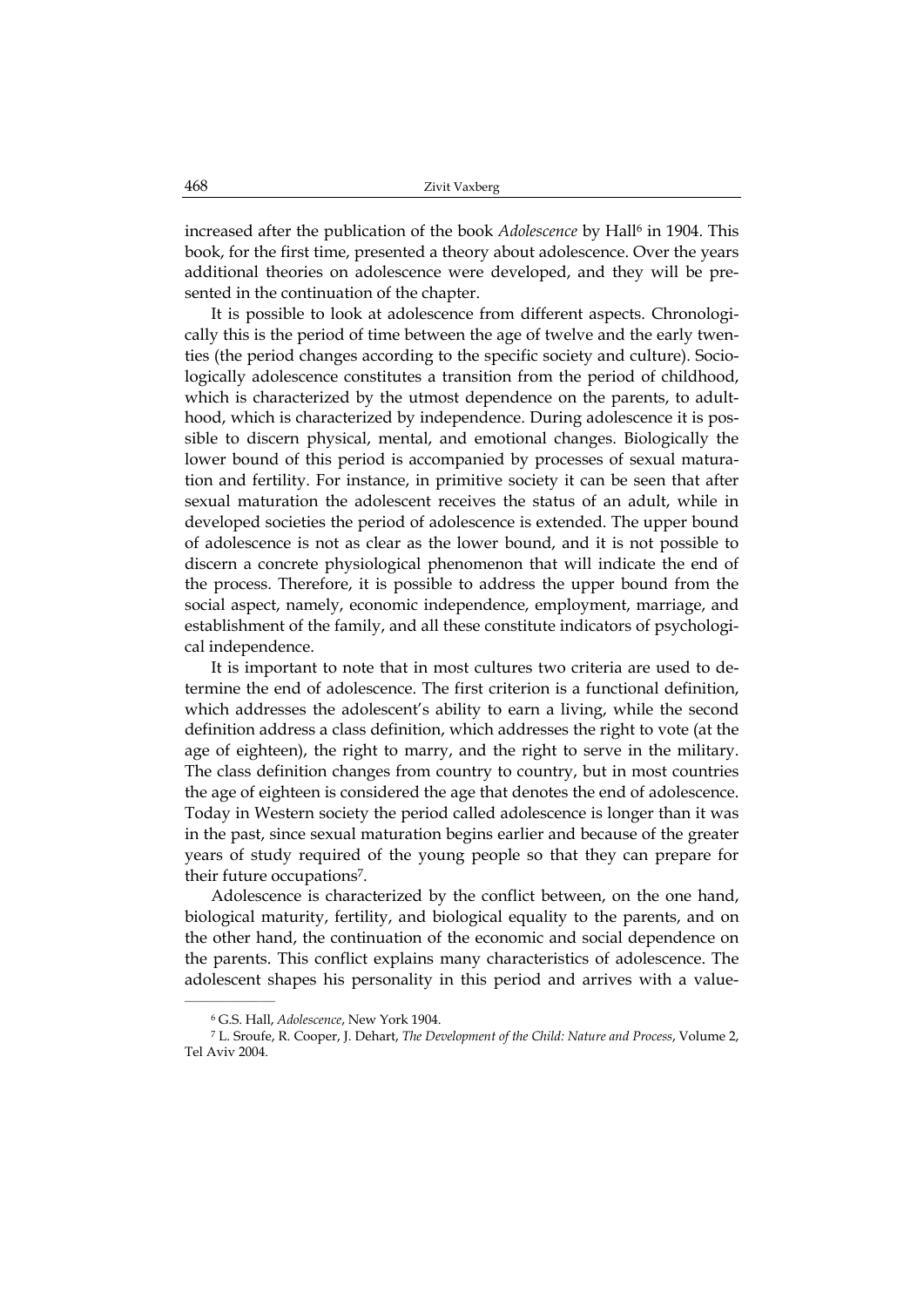increased after the publication of the book *Adolescence* by Hall[6] in 1904. This book, for the first time, presented a theory about adolescence. Over the years additional theories on adolescence were developed, and they will be presented in the continuation of the chapter.

It is possible to look at adolescence from different aspects. Chronologically this is the period of time between the age of twelve and the early twenties (the period changes according to the specific society and culture). Sociologically adolescence constitutes a transition from the period of childhood, which is characterized by the utmost dependence on the parents, to adulthood, which is characterized by independence. During adolescence it is possible to discern physical, mental, and emotional changes. Biologically the lower bound of this period is accompanied by processes of sexual maturation and fertility. For instance, in primitive society it can be seen that after sexual maturation the adolescent receives the status of an adult, while in developed societies the period of adolescence is extended. The upper bound of adolescence is not as clear as the lower bound, and it is not possible to discern a concrete physiological phenomenon that will indicate the end of the process. Therefore, it is possible to address the upper bound from the social aspect, namely, economic independence, employment, marriage, and establishment of the family, and all these constitute indicators of psychological independence.

It is important to note that in most cultures two criteria are used to determine the end of adolescence. The first criterion is a functional definition, which addresses the adolescent's ability to earn a living, while the second definition address a class definition, which addresses the right to vote (at the age of eighteen), the right to marry, and the right to serve in the military. The class definition changes from country to country, but in most countries the age of eighteen is considered the age that denotes the end of adolescence. Today in Western society the period called adolescence is longer than it was in the past, since sexual maturation begins earlier and because of the greater years of study required of the young people so that they can prepare for their future occupations[7].

Adolescence is characterized by the conflict between, on the one hand, biological maturity, fertility, and biological equality to the parents, and on the other hand, the continuation of the economic and social dependence on the parents. This conflict explains many characteristics of adolescence. The adolescent shapes his personality in this period and arrives with a value-

---

[6] G.S. Hall, *Adolescence*, New York 1904.

[7] L. Sroufe, R. Cooper, J. Dehart, *The Development of the Child: Nature and Process*, Volume 2, Tel Aviv 2004.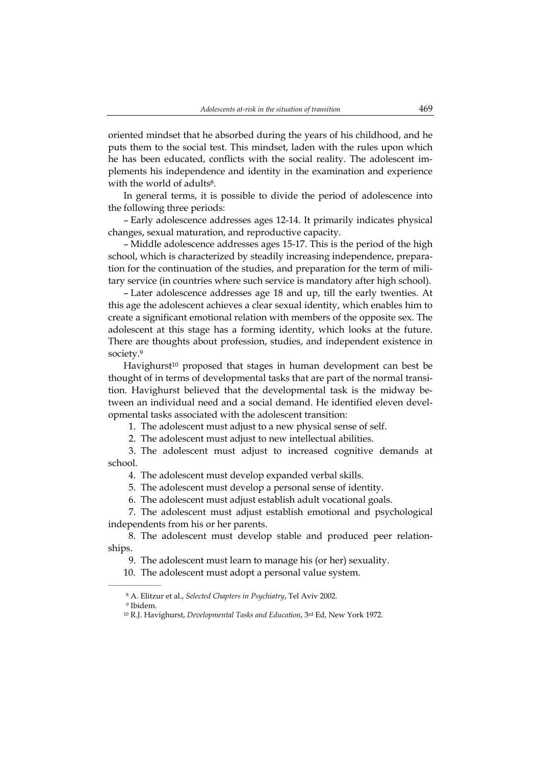oriented mindset that he absorbed during the years of his childhood, and he puts them to the social test. This mindset, laden with the rules upon which he has been educated, conflicts with the social reality. The adolescent implements his independence and identity in the examination and experience with the world of adults[8].

In general terms, it is possible to divide the period of adolescence into the following three periods:

– Early adolescence addresses ages 12-14. It primarily indicates physical changes, sexual maturation, and reproductive capacity.

– Middle adolescence addresses ages 15-17. This is the period of the high school, which is characterized by steadily increasing independence, preparation for the continuation of the studies, and preparation for the term of military service (in countries where such service is mandatory after high school).

– Later adolescence addresses age 18 and up, till the early twenties. At this age the adolescent achieves a clear sexual identity, which enables him to create a significant emotional relation with members of the opposite sex. The adolescent at this stage has a forming identity, which looks at the future. There are thoughts about profession, studies, and independent existence in society.[9]

Havighurst[10] proposed that stages in human development can best be thought of in terms of developmental tasks that are part of the normal transition. Havighurst believed that the developmental task is the midway between an individual need and a social demand. He identified eleven developmental tasks associated with the adolescent transition:

1. The adolescent must adjust to a new physical sense of self.
2. The adolescent must adjust to new intellectual abilities.
3. The adolescent must adjust to increased cognitive demands at school.
4. The adolescent must develop expanded verbal skills.
5. The adolescent must develop a personal sense of identity.
6. The adolescent must adjust establish adult vocational goals.
7. The adolescent must adjust establish emotional and psychological independents from his or her parents.
8. The adolescent must develop stable and produced peer relationships.
9. The adolescent must learn to manage his (or her) sexuality.
10. The adolescent must adopt a personal value system.

---

[8] A. Elitzur et al., *Selected Chapters in Psychiatry*, Tel Aviv 2002.

[9] Ibidem.

[10] R.J. Havighurst, *Developmental Tasks and Education*, 3rd Ed, New York 1972.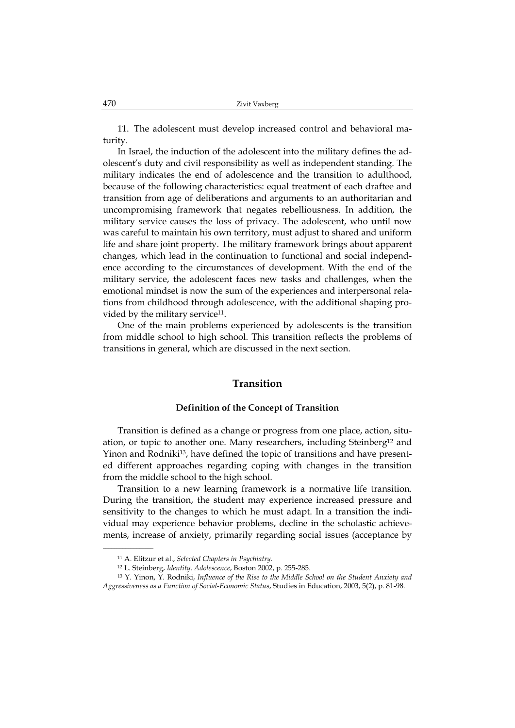11. The adolescent must develop increased control and behavioral maturity.

In Israel, the induction of the adolescent into the military defines the adolescent's duty and civil responsibility as well as independent standing. The military indicates the end of adolescence and the transition to adulthood, because of the following characteristics: equal treatment of each draftee and transition from age of deliberations and arguments to an authoritarian and uncompromising framework that negates rebelliousness. In addition, the military service causes the loss of privacy. The adolescent, who until now was careful to maintain his own territory, must adjust to shared and uniform life and share joint property. The military framework brings about apparent changes, which lead in the continuation to functional and social independence according to the circumstances of development. With the end of the military service, the adolescent faces new tasks and challenges, when the emotional mindset is now the sum of the experiences and interpersonal relations from childhood through adolescence, with the additional shaping provided by the military service[11].

One of the main problems experienced by adolescents is the transition from middle school to high school. This transition reflects the problems of transitions in general, which are discussed in the next section.

## Transition

### Definition of the Concept of Transition

Transition is defined as a change or progress from one place, action, situation, or topic to another one. Many researchers, including Steinberg[12] and Yinon and Rodniki[13], have defined the topic of transitions and have presented different approaches regarding coping with changes in the transition from the middle school to the high school.

Transition to a new learning framework is a normative life transition. During the transition, the student may experience increased pressure and sensitivity to the changes to which he must adapt. In a transition the individual may experience behavior problems, decline in the scholastic achievements, increase of anxiety, primarily regarding social issues (acceptance by

---

[11] A. Elitzur et al., *Selected Chapters in Psychiatry*.

[12] L. Steinberg, *Identity. Adolescence*, Boston 2002, p. 255-285.

[13] Y. Yinon, Y. Rodniki, *Influence of the Rise to the Middle School on the Student Anxiety and Aggressiveness as a Function of Social-Economic Status*, Studies in Education, 2003, 5(2), p. 81-98.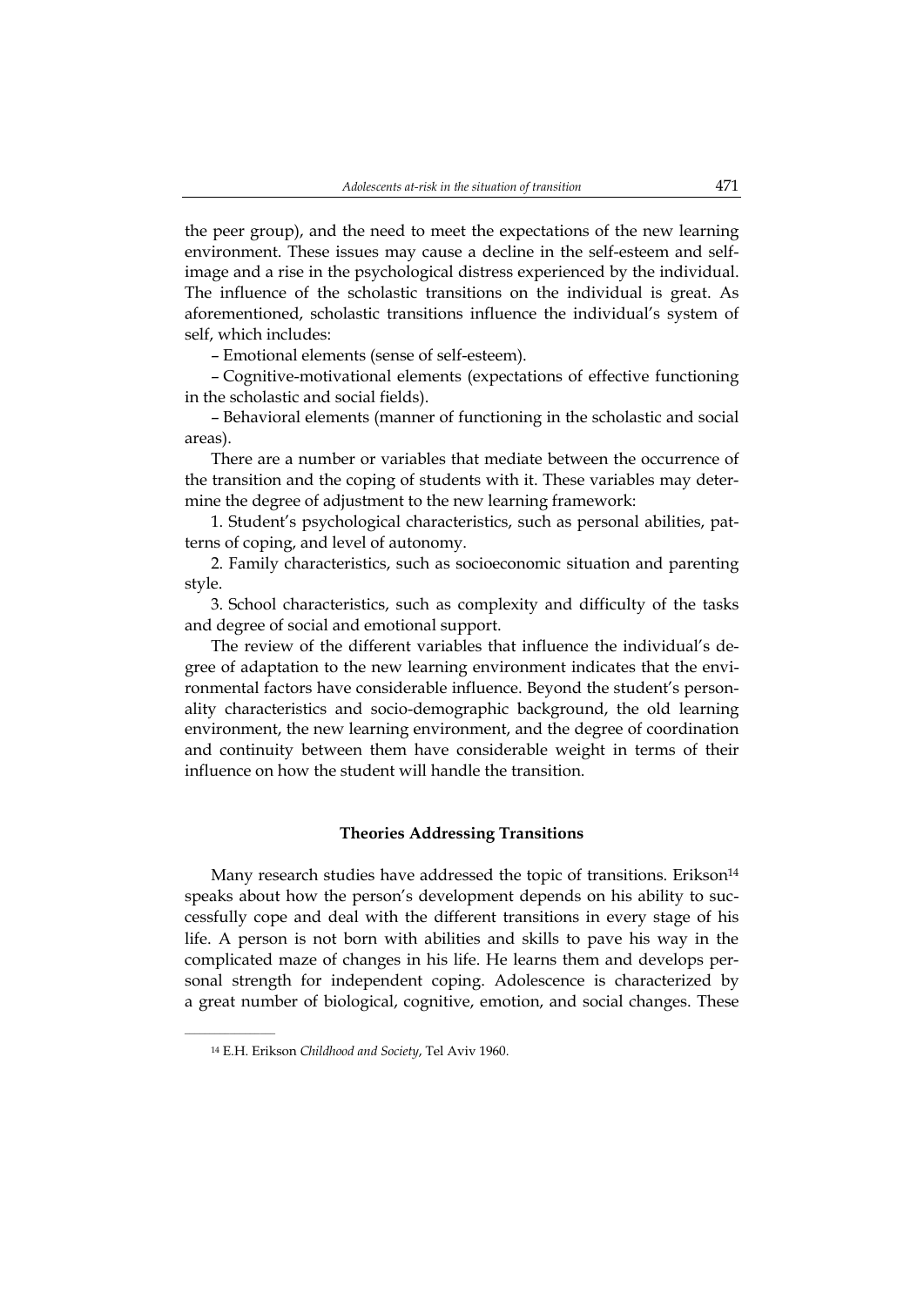the peer group), and the need to meet the expectations of the new learning environment. These issues may cause a decline in the self-esteem and self-image and a rise in the psychological distress experienced by the individual. The influence of the scholastic transitions on the individual is great. As aforementioned, scholastic transitions influence the individual's system of self, which includes:

– Emotional elements (sense of self-esteem).

– Cognitive-motivational elements (expectations of effective functioning in the scholastic and social fields).

– Behavioral elements (manner of functioning in the scholastic and social areas).

There are a number or variables that mediate between the occurrence of the transition and the coping of students with it. These variables may determine the degree of adjustment to the new learning framework:

1. Student's psychological characteristics, such as personal abilities, patterns of coping, and level of autonomy.

2. Family characteristics, such as socioeconomic situation and parenting style.

3. School characteristics, such as complexity and difficulty of the tasks and degree of social and emotional support.

The review of the different variables that influence the individual's degree of adaptation to the new learning environment indicates that the environmental factors have considerable influence. Beyond the student's personality characteristics and socio-demographic background, the old learning environment, the new learning environment, and the degree of coordination and continuity between them have considerable weight in terms of their influence on how the student will handle the transition.

### Theories Addressing Transitions

Many research studies have addressed the topic of transitions. Erikson[14] speaks about how the person's development depends on his ability to successfully cope and deal with the different transitions in every stage of his life. A person is not born with abilities and skills to pave his way in the complicated maze of changes in his life. He learns them and develops personal strength for independent coping. Adolescence is characterized by a great number of biological, cognitive, emotion, and social changes. These

---

[14] E.H. Erikson *Childhood and Society*, Tel Aviv 1960.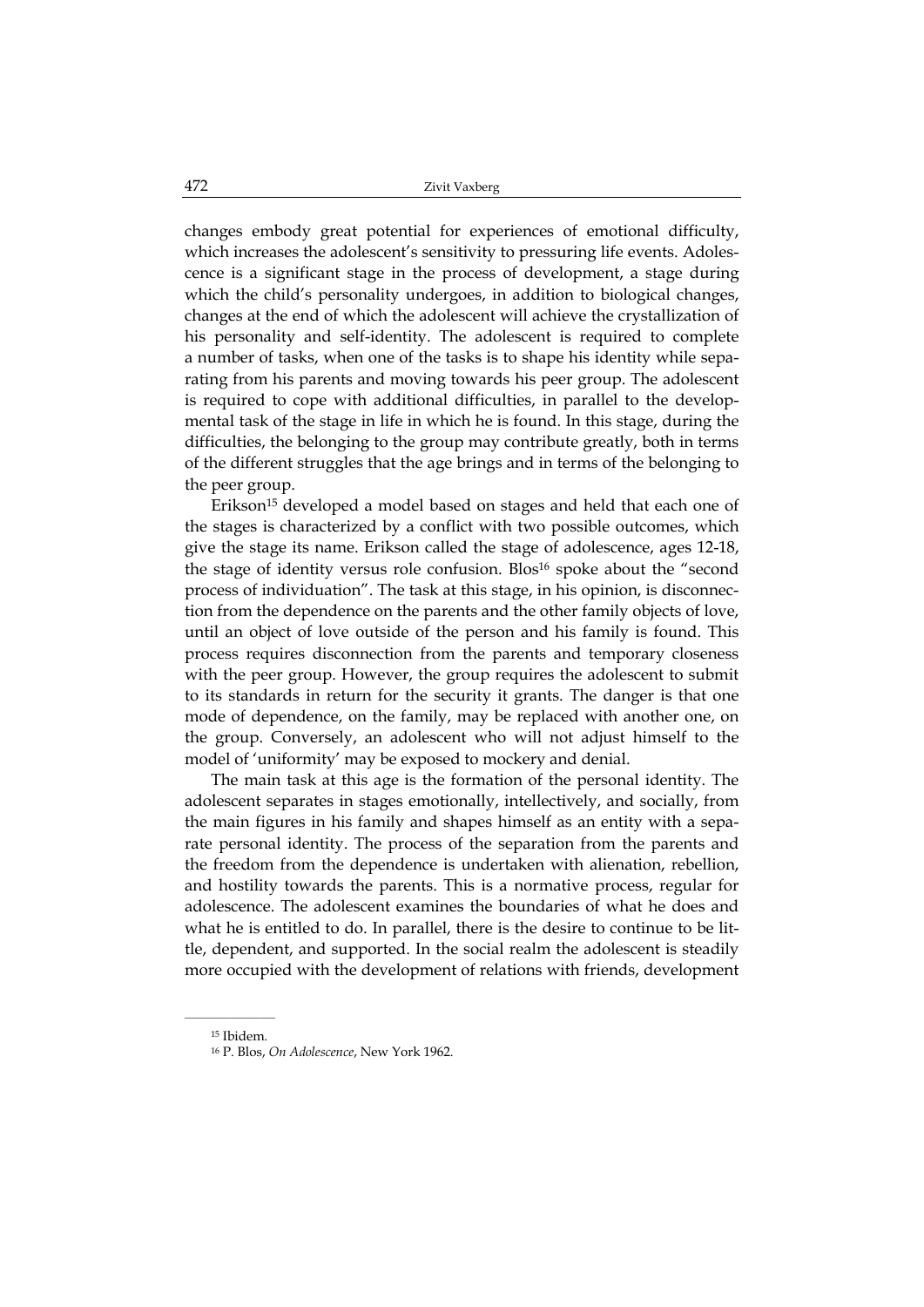changes embody great potential for experiences of emotional difficulty, which increases the adolescent's sensitivity to pressuring life events. Adolescence is a significant stage in the process of development, a stage during which the child's personality undergoes, in addition to biological changes, changes at the end of which the adolescent will achieve the crystallization of his personality and self-identity. The adolescent is required to complete a number of tasks, when one of the tasks is to shape his identity while separating from his parents and moving towards his peer group. The adolescent is required to cope with additional difficulties, in parallel to the developmental task of the stage in life in which he is found. In this stage, during the difficulties, the belonging to the group may contribute greatly, both in terms of the different struggles that the age brings and in terms of the belonging to the peer group.

Erikson[15] developed a model based on stages and held that each one of the stages is characterized by a conflict with two possible outcomes, which give the stage its name. Erikson called the stage of adolescence, ages 12-18, the stage of identity versus role confusion. Blos[16] spoke about the "second process of individuation". The task at this stage, in his opinion, is disconnection from the dependence on the parents and the other family objects of love, until an object of love outside of the person and his family is found. This process requires disconnection from the parents and temporary closeness with the peer group. However, the group requires the adolescent to submit to its standards in return for the security it grants. The danger is that one mode of dependence, on the family, may be replaced with another one, on the group. Conversely, an adolescent who will not adjust himself to the model of 'uniformity' may be exposed to mockery and denial.

The main task at this age is the formation of the personal identity. The adolescent separates in stages emotionally, intellectively, and socially, from the main figures in his family and shapes himself as an entity with a separate personal identity. The process of the separation from the parents and the freedom from the dependence is undertaken with alienation, rebellion, and hostility towards the parents. This is a normative process, regular for adolescence. The adolescent examines the boundaries of what he does and what he is entitled to do. In parallel, there is the desire to continue to be little, dependent, and supported. In the social realm the adolescent is steadily more occupied with the development of relations with friends, development

---

[15] Ibidem.

[16] P. Blos, *On Adolescence*, New York 1962.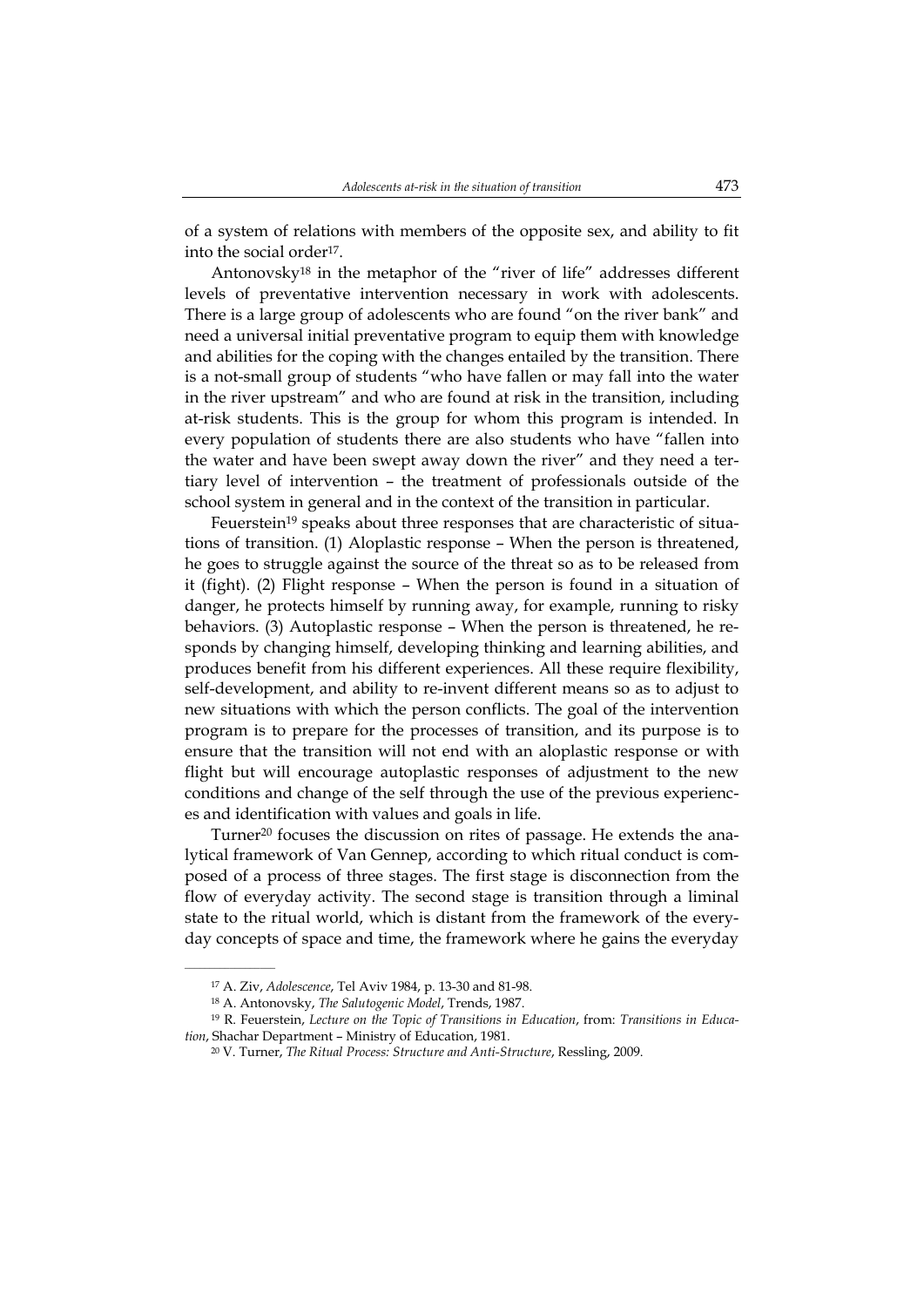of a system of relations with members of the opposite sex, and ability to fit into the social order[17].

Antonovsky[18] in the metaphor of the "river of life" addresses different levels of preventative intervention necessary in work with adolescents. There is a large group of adolescents who are found "on the river bank" and need a universal initial preventative program to equip them with knowledge and abilities for the coping with the changes entailed by the transition. There is a not-small group of students "who have fallen or may fall into the water in the river upstream" and who are found at risk in the transition, including at-risk students. This is the group for whom this program is intended. In every population of students there are also students who have "fallen into the water and have been swept away down the river" and they need a tertiary level of intervention – the treatment of professionals outside of the school system in general and in the context of the transition in particular.

Feuerstein[19] speaks about three responses that are characteristic of situations of transition. (1) Aloplastic response – When the person is threatened, he goes to struggle against the source of the threat so as to be released from it (fight). (2) Flight response – When the person is found in a situation of danger, he protects himself by running away, for example, running to risky behaviors. (3) Autoplastic response – When the person is threatened, he responds by changing himself, developing thinking and learning abilities, and produces benefit from his different experiences. All these require flexibility, self-development, and ability to re-invent different means so as to adjust to new situations with which the person conflicts. The goal of the intervention program is to prepare for the processes of transition, and its purpose is to ensure that the transition will not end with an aloplastic response or with flight but will encourage autoplastic responses of adjustment to the new conditions and change of the self through the use of the previous experiences and identification with values and goals in life.

Turner[20] focuses the discussion on rites of passage. He extends the analytical framework of Van Gennep, according to which ritual conduct is composed of a process of three stages. The first stage is disconnection from the flow of everyday activity. The second stage is transition through a liminal state to the ritual world, which is distant from the framework of the everyday concepts of space and time, the framework where he gains the everyday

---

[17] A. Ziv, *Adolescence*, Tel Aviv 1984, p. 13-30 and 81-98.

[18] A. Antonovsky, *The Salutogenic Model*, Trends, 1987.

[19] R. Feuerstein, *Lecture on the Topic of Transitions in Education*, from: *Transitions in Education*, Shachar Department – Ministry of Education, 1981.

[20] V. Turner, *The Ritual Process: Structure and Anti-Structure*, Ressling, 2009.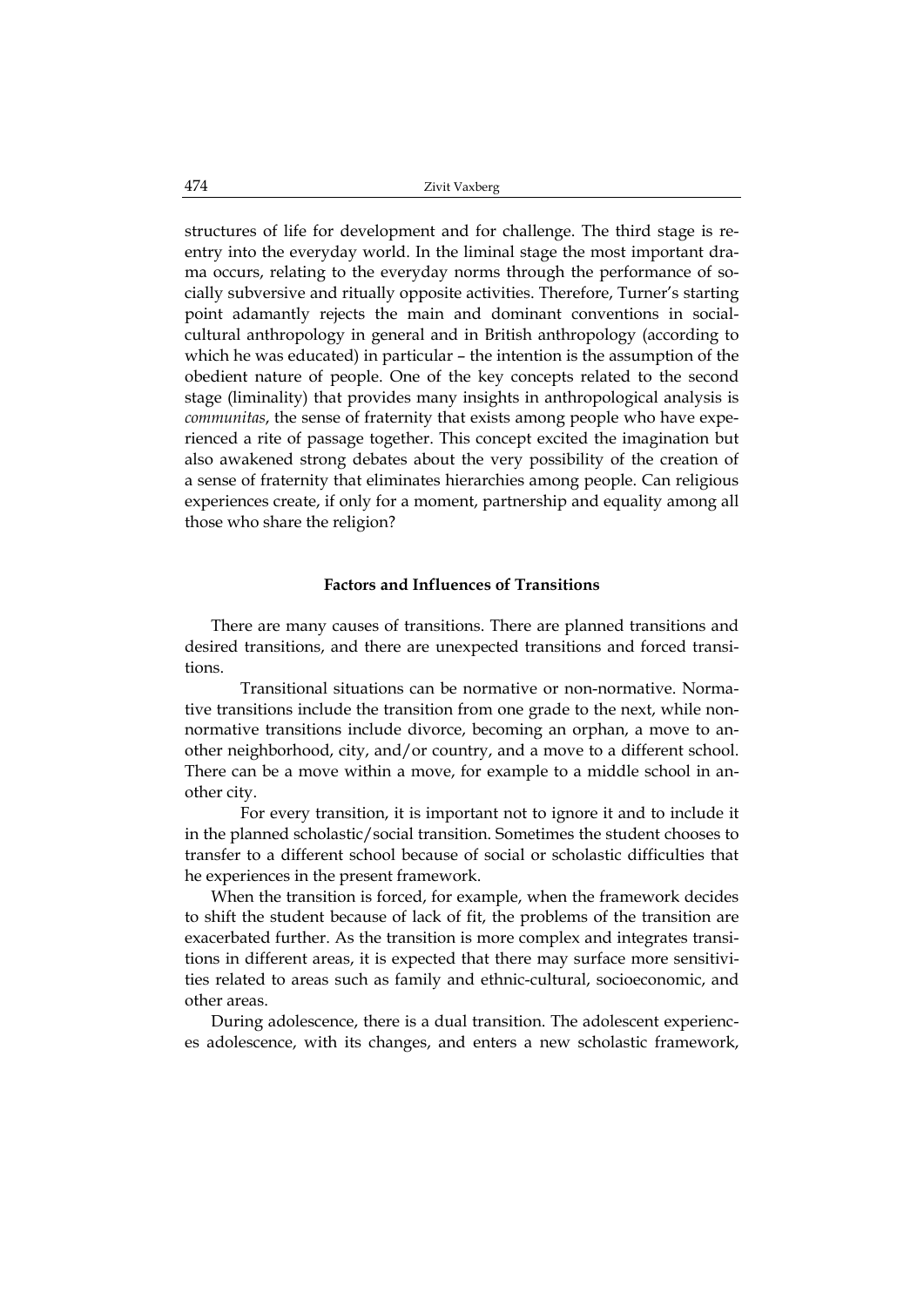structures of life for development and for challenge. The third stage is re-entry into the everyday world. In the liminal stage the most important drama occurs, relating to the everyday norms through the performance of socially subversive and ritually opposite activities. Therefore, Turner's starting point adamantly rejects the main and dominant conventions in social-cultural anthropology in general and in British anthropology (according to which he was educated) in particular – the intention is the assumption of the obedient nature of people. One of the key concepts related to the second stage (liminality) that provides many insights in anthropological analysis is *communitas*, the sense of fraternity that exists among people who have experienced a rite of passage together. This concept excited the imagination but also awakened strong debates about the very possibility of the creation of a sense of fraternity that eliminates hierarchies among people. Can religious experiences create, if only for a moment, partnership and equality among all those who share the religion?

## Factors and Influences of Transitions

There are many causes of transitions. There are planned transitions and desired transitions, and there are unexpected transitions and forced transitions.

Transitional situations can be normative or non-normative. Normative transitions include the transition from one grade to the next, while non-normative transitions include divorce, becoming an orphan, a move to another neighborhood, city, and/or country, and a move to a different school. There can be a move within a move, for example to a middle school in another city.

For every transition, it is important not to ignore it and to include it in the planned scholastic/social transition. Sometimes the student chooses to transfer to a different school because of social or scholastic difficulties that he experiences in the present framework.

When the transition is forced, for example, when the framework decides to shift the student because of lack of fit, the problems of the transition are exacerbated further. As the transition is more complex and integrates transitions in different areas, it is expected that there may surface more sensitivities related to areas such as family and ethnic-cultural, socioeconomic, and other areas.

During adolescence, there is a dual transition. The adolescent experiences adolescence, with its changes, and enters a new scholastic framework,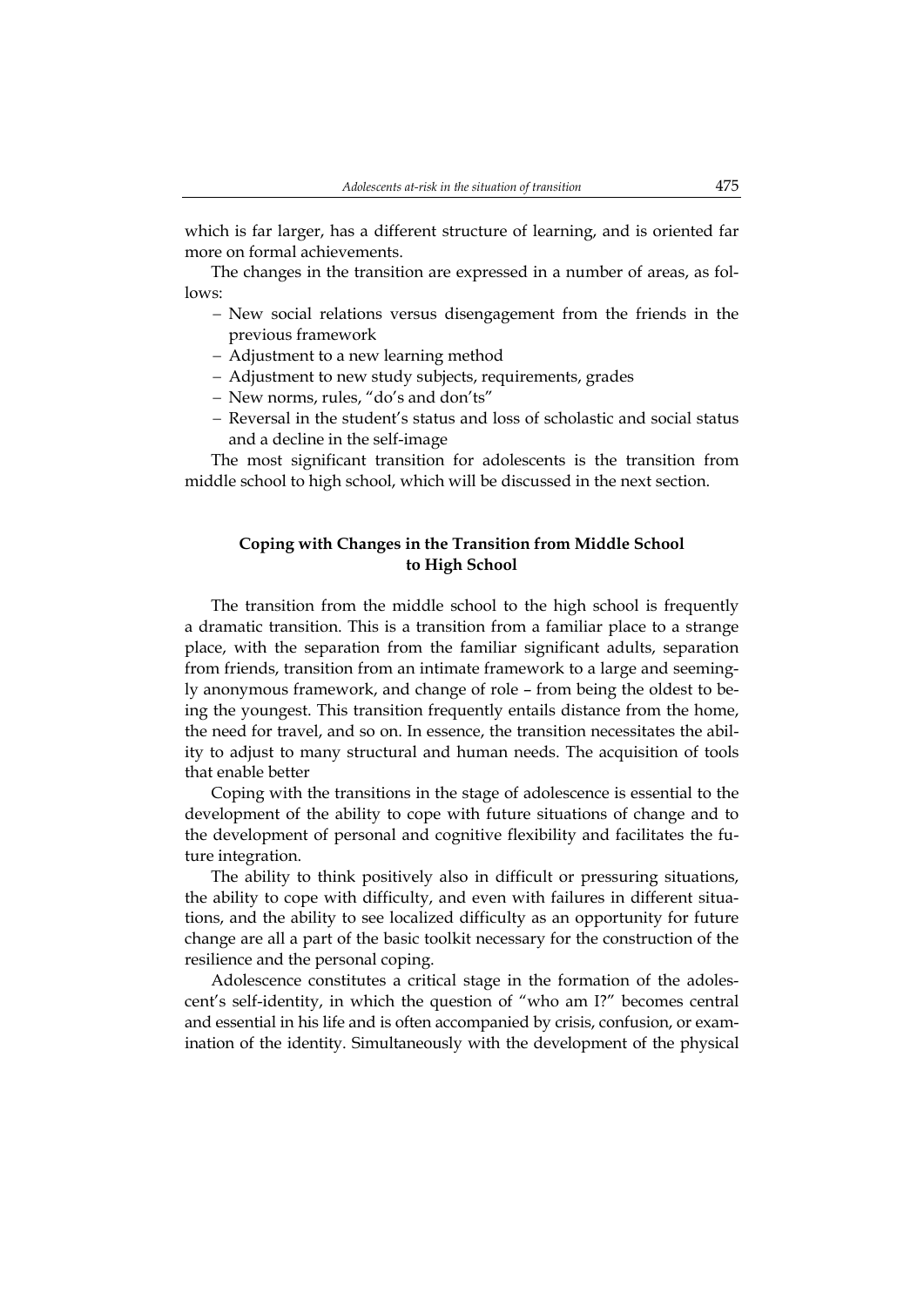which is far larger, has a different structure of learning, and is oriented far more on formal achievements.

The changes in the transition are expressed in a number of areas, as follows:

- New social relations versus disengagement from the friends in the previous framework
- Adjustment to a new learning method
- Adjustment to new study subjects, requirements, grades
- New norms, rules, "do's and don'ts"
- Reversal in the student's status and loss of scholastic and social status and a decline in the self-image

The most significant transition for adolescents is the transition from middle school to high school, which will be discussed in the next section.

## Coping with Changes in the Transition from Middle School to High School

The transition from the middle school to the high school is frequently a dramatic transition. This is a transition from a familiar place to a strange place, with the separation from the familiar significant adults, separation from friends, transition from an intimate framework to a large and seemingly anonymous framework, and change of role – from being the oldest to being the youngest. This transition frequently entails distance from the home, the need for travel, and so on. In essence, the transition necessitates the ability to adjust to many structural and human needs. The acquisition of tools that enable better

Coping with the transitions in the stage of adolescence is essential to the development of the ability to cope with future situations of change and to the development of personal and cognitive flexibility and facilitates the future integration.

The ability to think positively also in difficult or pressuring situations, the ability to cope with difficulty, and even with failures in different situations, and the ability to see localized difficulty as an opportunity for future change are all a part of the basic toolkit necessary for the construction of the resilience and the personal coping.

Adolescence constitutes a critical stage in the formation of the adolescent's self-identity, in which the question of "who am I?" becomes central and essential in his life and is often accompanied by crisis, confusion, or examination of the identity. Simultaneously with the development of the physical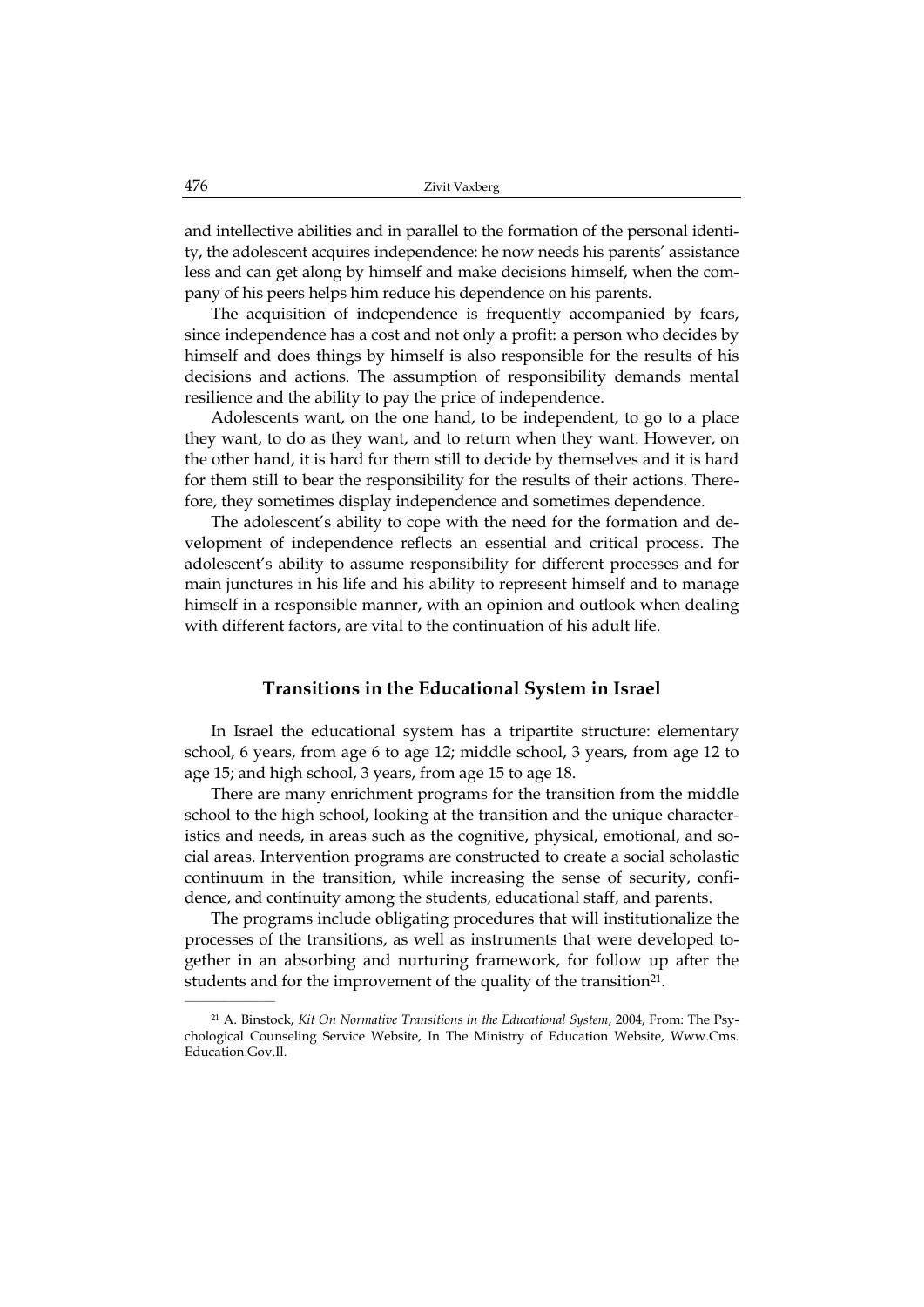and intellective abilities and in parallel to the formation of the personal identity, the adolescent acquires independence: he now needs his parents' assistance less and can get along by himself and make decisions himself, when the company of his peers helps him reduce his dependence on his parents.

The acquisition of independence is frequently accompanied by fears, since independence has a cost and not only a profit: a person who decides by himself and does things by himself is also responsible for the results of his decisions and actions. The assumption of responsibility demands mental resilience and the ability to pay the price of independence.

Adolescents want, on the one hand, to be independent, to go to a place they want, to do as they want, and to return when they want. However, on the other hand, it is hard for them still to decide by themselves and it is hard for them still to bear the responsibility for the results of their actions. Therefore, they sometimes display independence and sometimes dependence.

The adolescent's ability to cope with the need for the formation and development of independence reflects an essential and critical process. The adolescent's ability to assume responsibility for different processes and for main junctures in his life and his ability to represent himself and to manage himself in a responsible manner, with an opinion and outlook when dealing with different factors, are vital to the continuation of his adult life.

## Transitions in the Educational System in Israel

In Israel the educational system has a tripartite structure: elementary school, 6 years, from age 6 to age 12; middle school, 3 years, from age 12 to age 15; and high school, 3 years, from age 15 to age 18.

There are many enrichment programs for the transition from the middle school to the high school, looking at the transition and the unique characteristics and needs, in areas such as the cognitive, physical, emotional, and social areas. Intervention programs are constructed to create a social scholastic continuum in the transition, while increasing the sense of security, confidence, and continuity among the students, educational staff, and parents.

The programs include obligating procedures that will institutionalize the processes of the transitions, as well as instruments that were developed together in an absorbing and nurturing framework, for follow up after the students and for the improvement of the quality of the transition[21].

---

[21] A. Binstock, *Kit On Normative Transitions in the Educational System*, 2004, From: The Psychological Counseling Service Website, In The Ministry of Education Website, Www.Cms.Education.Gov.Il.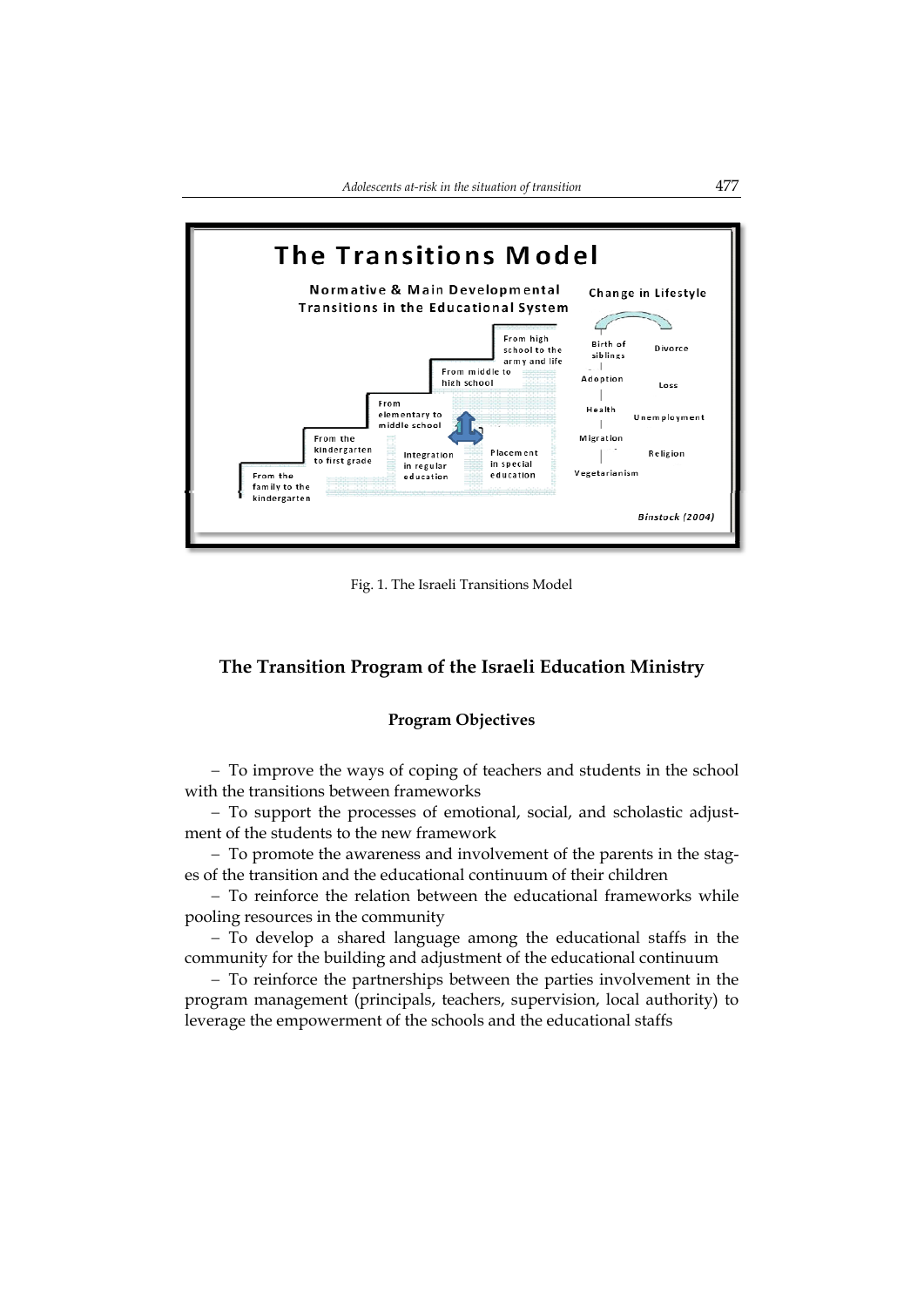Fig. 1. The Israeli Transitions Model

## The Transition Program of the Israeli Education Ministry

### Program Objectives

– To improve the ways of coping of teachers and students in the school with the transitions between frameworks

– To support the processes of emotional, social, and scholastic adjustment of the students to the new framework

– To promote the awareness and involvement of the parents in the stages of the transition and the educational continuum of their children

– To reinforce the relation between the educational frameworks while pooling resources in the community

– To develop a shared language among the educational staffs in the community for the building and adjustment of the educational continuum

– To reinforce the partnerships between the parties involvement in the program management (principals, teachers, supervision, local authority) to leverage the empowerment of the schools and the educational staffs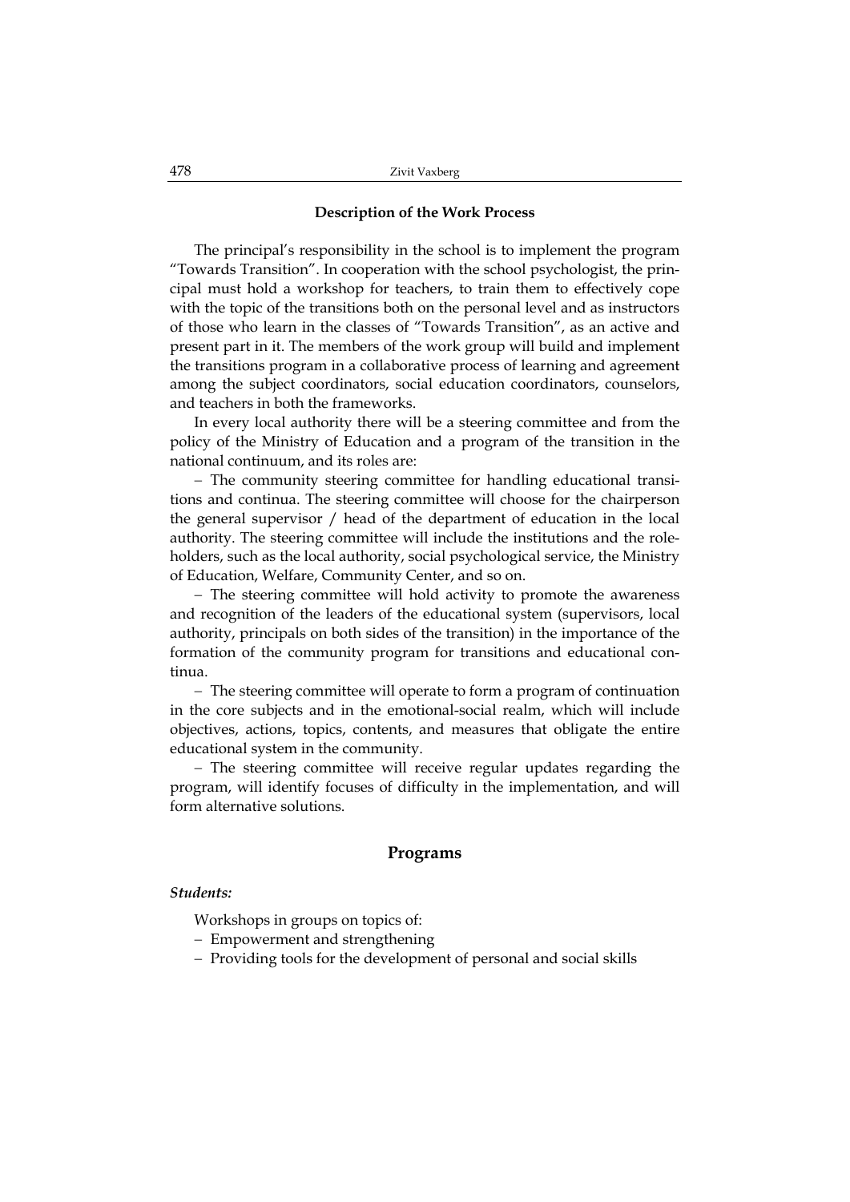### Description of the Work Process

The principal's responsibility in the school is to implement the program "Towards Transition". In cooperation with the school psychologist, the principal must hold a workshop for teachers, to train them to effectively cope with the topic of the transitions both on the personal level and as instructors of those who learn in the classes of "Towards Transition", as an active and present part in it. The members of the work group will build and implement the transitions program in a collaborative process of learning and agreement among the subject coordinators, social education coordinators, counselors, and teachers in both the frameworks.

In every local authority there will be a steering committee and from the policy of the Ministry of Education and a program of the transition in the national continuum, and its roles are:

– The community steering committee for handling educational transitions and continua. The steering committee will choose for the chairperson the general supervisor / head of the department of education in the local authority. The steering committee will include the institutions and the role-holders, such as the local authority, social psychological service, the Ministry of Education, Welfare, Community Center, and so on.

– The steering committee will hold activity to promote the awareness and recognition of the leaders of the educational system (supervisors, local authority, principals on both sides of the transition) in the importance of the formation of the community program for transitions and educational continua.

– The steering committee will operate to form a program of continuation in the core subjects and in the emotional-social realm, which will include objectives, actions, topics, contents, and measures that obligate the entire educational system in the community.

– The steering committee will receive regular updates regarding the program, will identify focuses of difficulty in the implementation, and will form alternative solutions.

## Programs

***Students:***

Workshops in groups on topics of:

- Empowerment and strengthening
- Providing tools for the development of personal and social skills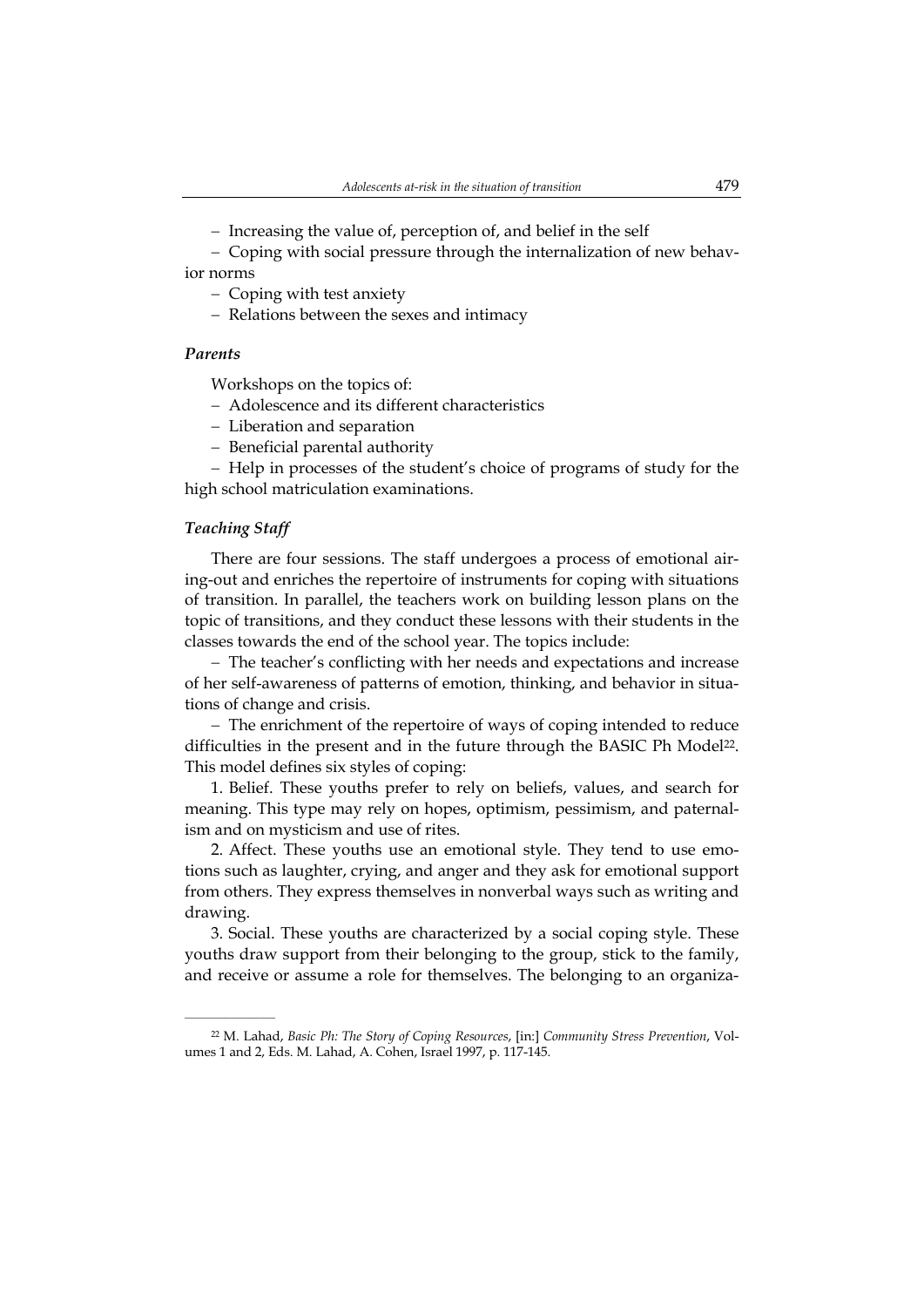– Increasing the value of, perception of, and belief in the self

– Coping with social pressure through the internalization of new behavior norms

– Coping with test anxiety

– Relations between the sexes and intimacy

### *Parents*

Workshops on the topics of:

– Adolescence and its different characteristics

– Liberation and separation

– Beneficial parental authority

– Help in processes of the student's choice of programs of study for the high school matriculation examinations.

### *Teaching Staff*

There are four sessions. The staff undergoes a process of emotional airing-out and enriches the repertoire of instruments for coping with situations of transition. In parallel, the teachers work on building lesson plans on the topic of transitions, and they conduct these lessons with their students in the classes towards the end of the school year. The topics include:

– The teacher's conflicting with her needs and expectations and increase of her self-awareness of patterns of emotion, thinking, and behavior in situations of change and crisis.

– The enrichment of the repertoire of ways of coping intended to reduce difficulties in the present and in the future through the BASIC Ph Model[22]. This model defines six styles of coping:

1. Belief. These youths prefer to rely on beliefs, values, and search for meaning. This type may rely on hopes, optimism, pessimism, and paternalism and on mysticism and use of rites.

2. Affect. These youths use an emotional style. They tend to use emotions such as laughter, crying, and anger and they ask for emotional support from others. They express themselves in nonverbal ways such as writing and drawing.

3. Social. These youths are characterized by a social coping style. These youths draw support from their belonging to the group, stick to the family, and receive or assume a role for themselves. The belonging to an organiza-

---

[22] M. Lahad, *Basic Ph: The Story of Coping Resources*, [in:] *Community Stress Prevention*, Volumes 1 and 2, Eds. M. Lahad, A. Cohen, Israel 1997, p. 117-145.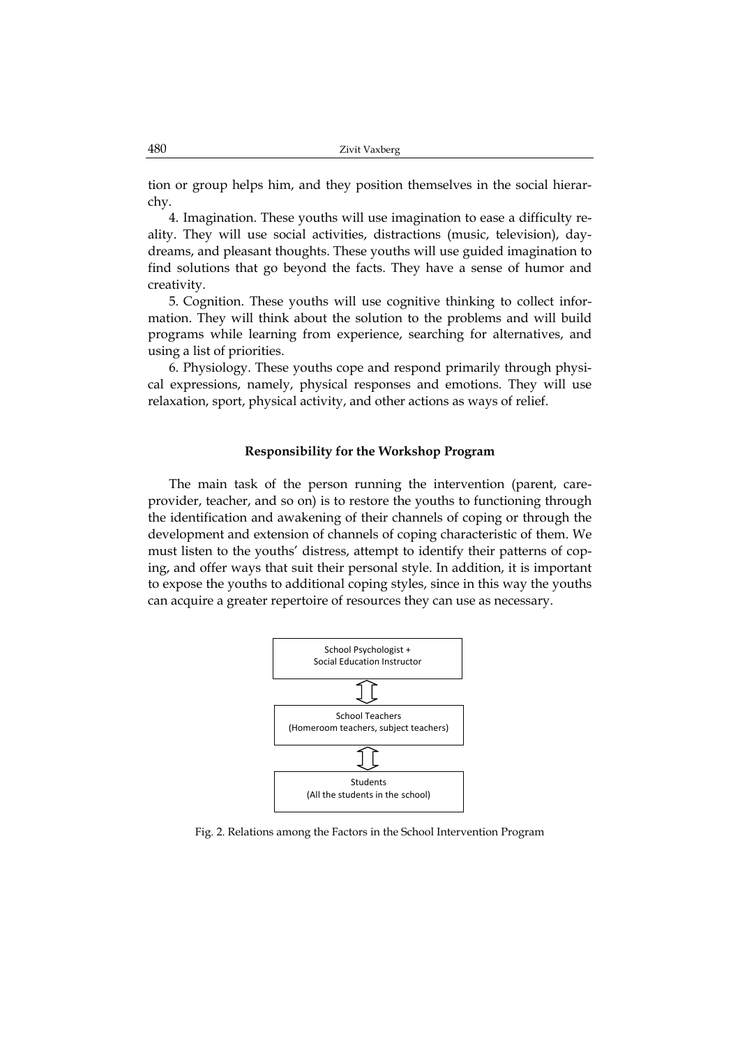tion or group helps him, and they position themselves in the social hierarchy.

4. Imagination. These youths will use imagination to ease a difficulty reality. They will use social activities, distractions (music, television), daydreams, and pleasant thoughts. These youths will use guided imagination to find solutions that go beyond the facts. They have a sense of humor and creativity.

5. Cognition. These youths will use cognitive thinking to collect information. They will think about the solution to the problems and will build programs while learning from experience, searching for alternatives, and using a list of priorities.

6. Physiology. These youths cope and respond primarily through physical expressions, namely, physical responses and emotions. They will use relaxation, sport, physical activity, and other actions as ways of relief.

**Responsibility for the Workshop Program**

The main task of the person running the intervention (parent, care-provider, teacher, and so on) is to restore the youths to functioning through the identification and awakening of their channels of coping or through the development and extension of channels of coping characteristic of them. We must listen to the youths' distress, attempt to identify their patterns of coping, and offer ways that suit their personal style. In addition, it is important to expose the youths to additional coping styles, since in this way the youths can acquire a greater repertoire of resources they can use as necessary.

School Psychologist + Social Education Instructor

⇕

School Teachers (Homeroom teachers, subject teachers)

⇕

Students (All the students in the school)

Fig. 2. Relations among the Factors in the School Intervention Program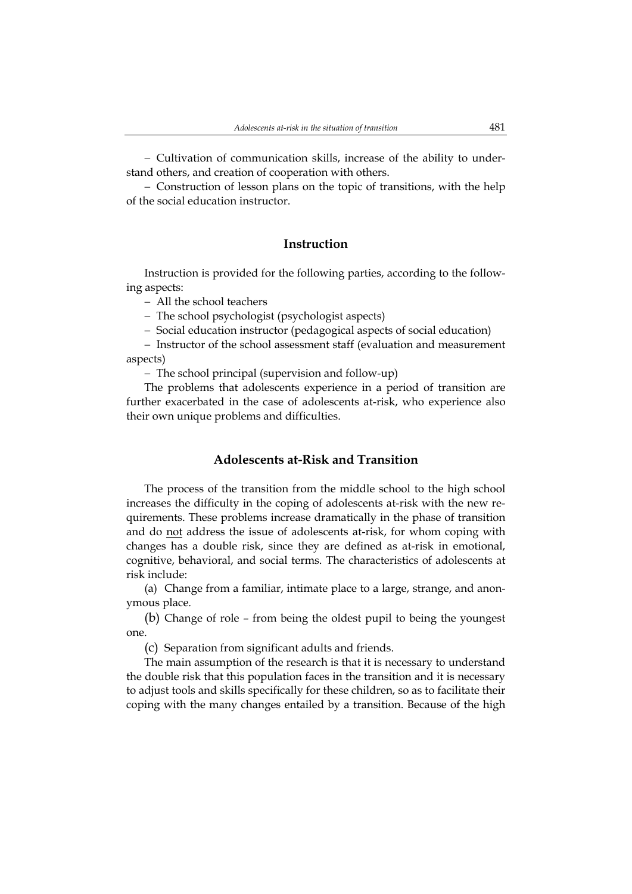– Cultivation of communication skills, increase of the ability to understand others, and creation of cooperation with others.

– Construction of lesson plans on the topic of transitions, with the help of the social education instructor.

## Instruction

Instruction is provided for the following parties, according to the following aspects:

– All the school teachers

– The school psychologist (psychologist aspects)

– Social education instructor (pedagogical aspects of social education)

– Instructor of the school assessment staff (evaluation and measurement aspects)

– The school principal (supervision and follow-up)

The problems that adolescents experience in a period of transition are further exacerbated in the case of adolescents at-risk, who experience also their own unique problems and difficulties.

## Adolescents at-Risk and Transition

The process of the transition from the middle school to the high school increases the difficulty in the coping of adolescents at-risk with the new requirements. These problems increase dramatically in the phase of transition and do <u>not</u> address the issue of adolescents at-risk, for whom coping with changes has a double risk, since they are defined as at-risk in emotional, cognitive, behavioral, and social terms. The characteristics of adolescents at risk include:

(a) Change from a familiar, intimate place to a large, strange, and anonymous place.

(b) Change of role – from being the oldest pupil to being the youngest one.

(c) Separation from significant adults and friends.

The main assumption of the research is that it is necessary to understand the double risk that this population faces in the transition and it is necessary to adjust tools and skills specifically for these children, so as to facilitate their coping with the many changes entailed by a transition. Because of the high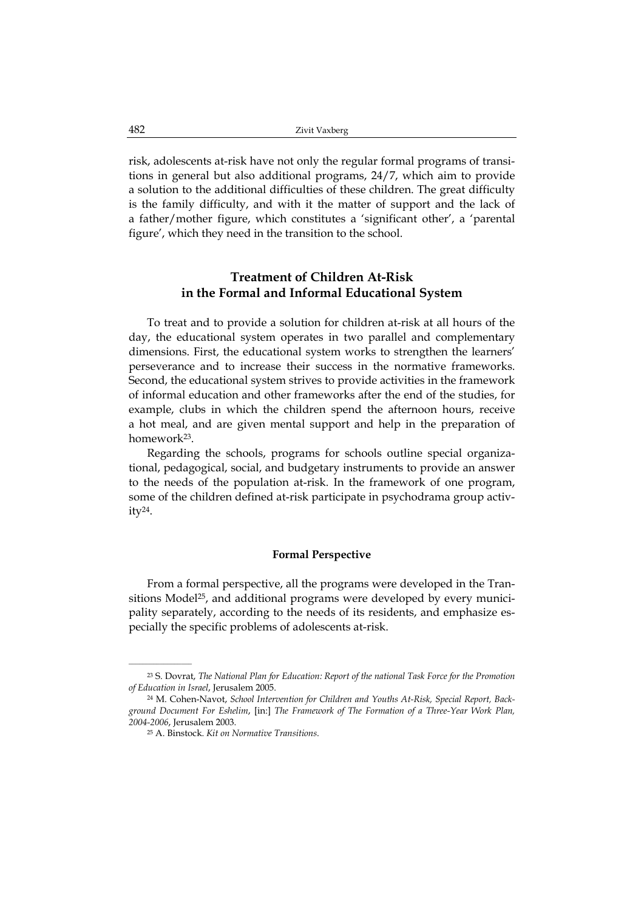risk, adolescents at-risk have not only the regular formal programs of transitions in general but also additional programs, 24/7, which aim to provide a solution to the additional difficulties of these children. The great difficulty is the family difficulty, and with it the matter of support and the lack of a father/mother figure, which constitutes a 'significant other', a 'parental figure', which they need in the transition to the school.

## Treatment of Children At-Risk in the Formal and Informal Educational System

To treat and to provide a solution for children at-risk at all hours of the day, the educational system operates in two parallel and complementary dimensions. First, the educational system works to strengthen the learners' perseverance and to increase their success in the normative frameworks. Second, the educational system strives to provide activities in the framework of informal education and other frameworks after the end of the studies, for example, clubs in which the children spend the afternoon hours, receive a hot meal, and are given mental support and help in the preparation of homework[23].

Regarding the schools, programs for schools outline special organizational, pedagogical, social, and budgetary instruments to provide an answer to the needs of the population at-risk. In the framework of one program, some of the children defined at-risk participate in psychodrama group activity[24].

### Formal Perspective

From a formal perspective, all the programs were developed in the Transitions Model[25], and additional programs were developed by every municipality separately, according to the needs of its residents, and emphasize especially the specific problems of adolescents at-risk.

---

[23] S. Dovrat, *The National Plan for Education: Report of the national Task Force for the Promotion of Education in Israel*, Jerusalem 2005.

[24] M. Cohen-Navot, *School Intervention for Children and Youths At-Risk, Special Report, Background Document For Eshelim*, [in:] *The Framework of The Formation of a Three-Year Work Plan, 2004-2006*, Jerusalem 2003.

[25] A. Binstock. *Kit on Normative Transitions*.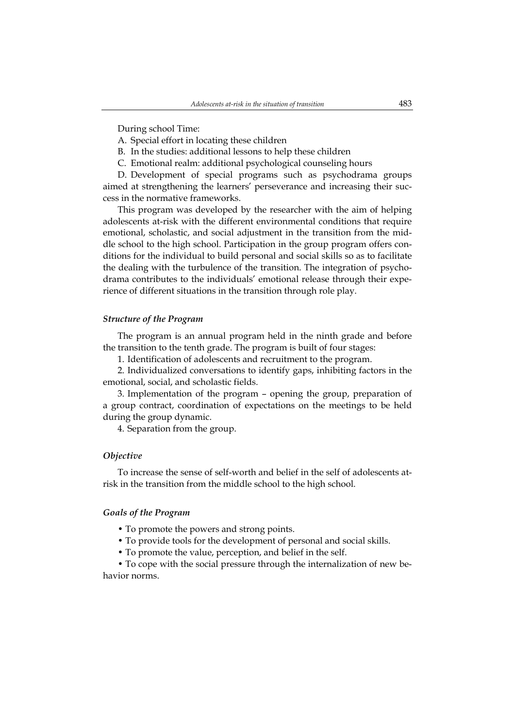During school Time:

A. Special effort in locating these children

B. In the studies: additional lessons to help these children

C. Emotional realm: additional psychological counseling hours

D. Development of special programs such as psychodrama groups aimed at strengthening the learners' perseverance and increasing their success in the normative frameworks.

This program was developed by the researcher with the aim of helping adolescents at-risk with the different environmental conditions that require emotional, scholastic, and social adjustment in the transition from the middle school to the high school. Participation in the group program offers conditions for the individual to build personal and social skills so as to facilitate the dealing with the turbulence of the transition. The integration of psychodrama contributes to the individuals' emotional release through their experience of different situations in the transition through role play.

### *Structure of the Program*

The program is an annual program held in the ninth grade and before the transition to the tenth grade. The program is built of four stages:

1. Identification of adolescents and recruitment to the program.

2. Individualized conversations to identify gaps, inhibiting factors in the emotional, social, and scholastic fields.

3. Implementation of the program – opening the group, preparation of a group contract, coordination of expectations on the meetings to be held during the group dynamic.

4. Separation from the group.

### *Objective*

To increase the sense of self-worth and belief in the self of adolescents at-risk in the transition from the middle school to the high school.

### *Goals of the Program*

- To promote the powers and strong points.
- To provide tools for the development of personal and social skills.
- To promote the value, perception, and belief in the self.
- To cope with the social pressure through the internalization of new behavior norms.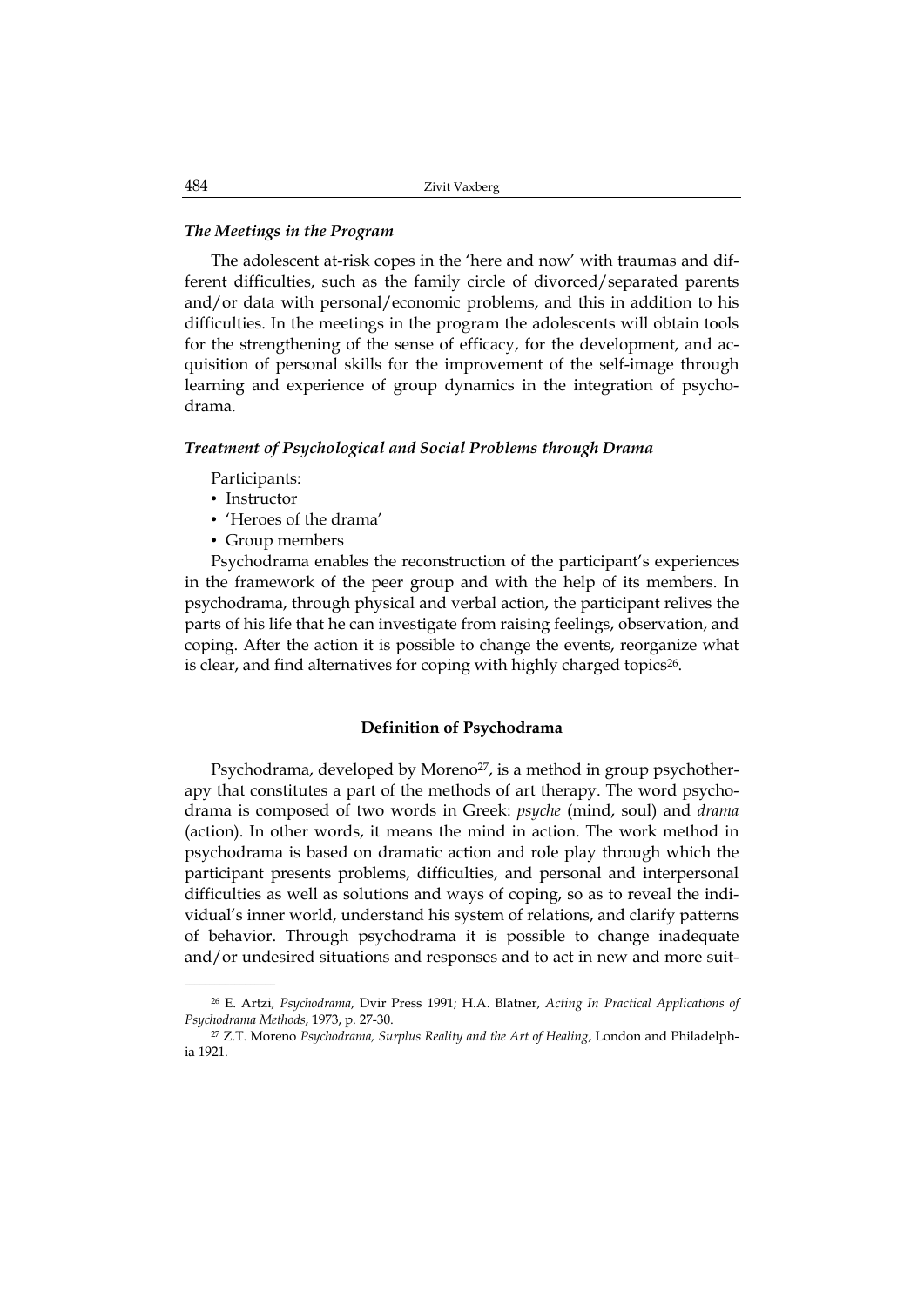### *The Meetings in the Program*

The adolescent at-risk copes in the 'here and now' with traumas and different difficulties, such as the family circle of divorced/separated parents and/or data with personal/economic problems, and this in addition to his difficulties. In the meetings in the program the adolescents will obtain tools for the strengthening of the sense of efficacy, for the development, and acquisition of personal skills for the improvement of the self-image through learning and experience of group dynamics in the integration of psychodrama.

### *Treatment of Psychological and Social Problems through Drama*

Participants:

- Instructor
- 'Heroes of the drama'
- Group members

Psychodrama enables the reconstruction of the participant's experiences in the framework of the peer group and with the help of its members. In psychodrama, through physical and verbal action, the participant relives the parts of his life that he can investigate from raising feelings, observation, and coping. After the action it is possible to change the events, reorganize what is clear, and find alternatives for coping with highly charged topics[26].

## **Definition of Psychodrama**

Psychodrama, developed by Moreno[27], is a method in group psychotherapy that constitutes a part of the methods of art therapy. The word psychodrama is composed of two words in Greek: *psyche* (mind, soul) and *drama* (action). In other words, it means the mind in action. The work method in psychodrama is based on dramatic action and role play through which the participant presents problems, difficulties, and personal and interpersonal difficulties as well as solutions and ways of coping, so as to reveal the individual's inner world, understand his system of relations, and clarify patterns of behavior. Through psychodrama it is possible to change inadequate and/or undesired situations and responses and to act in new and more suit-

---

[26] E. Artzi, *Psychodrama*, Dvir Press 1991; H.A. Blatner, *Acting In Practical Applications of Psychodrama Methods*, 1973, p. 27-30.

[27] Z.T. Moreno *Psychodrama, Surplus Reality and the Art of Healing*, London and Philadelphia 1921.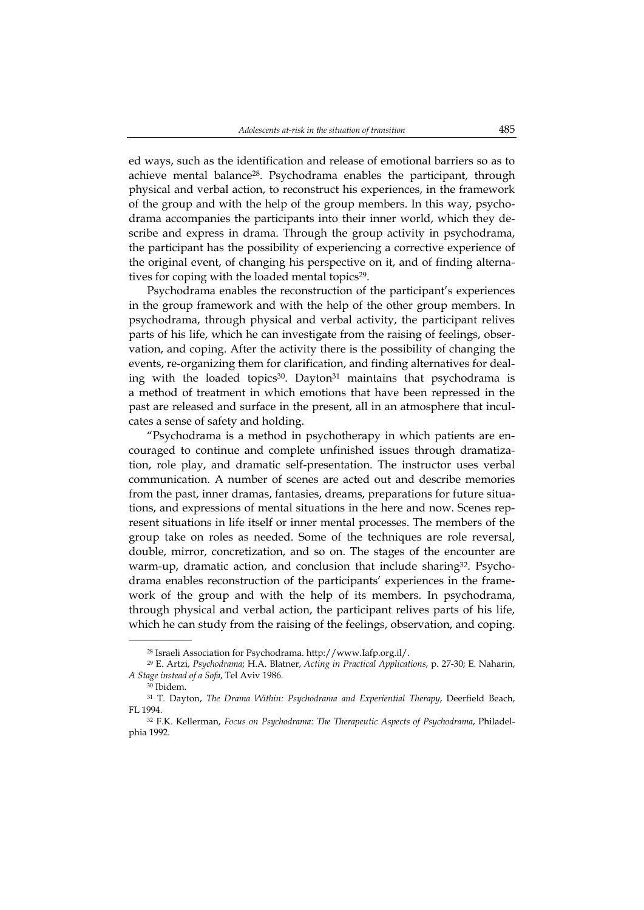ed ways, such as the identification and release of emotional barriers so as to achieve mental balance[28]. Psychodrama enables the participant, through physical and verbal action, to reconstruct his experiences, in the framework of the group and with the help of the group members. In this way, psychodrama accompanies the participants into their inner world, which they describe and express in drama. Through the group activity in psychodrama, the participant has the possibility of experiencing a corrective experience of the original event, of changing his perspective on it, and of finding alternatives for coping with the loaded mental topics[29].

Psychodrama enables the reconstruction of the participant's experiences in the group framework and with the help of the other group members. In psychodrama, through physical and verbal activity, the participant relives parts of his life, which he can investigate from the raising of feelings, observation, and coping. After the activity there is the possibility of changing the events, re-organizing them for clarification, and finding alternatives for dealing with the loaded topics[30]. Dayton[31] maintains that psychodrama is a method of treatment in which emotions that have been repressed in the past are released and surface in the present, all in an atmosphere that inculcates a sense of safety and holding.

"Psychodrama is a method in psychotherapy in which patients are encouraged to continue and complete unfinished issues through dramatization, role play, and dramatic self-presentation. The instructor uses verbal communication. A number of scenes are acted out and describe memories from the past, inner dramas, fantasies, dreams, preparations for future situations, and expressions of mental situations in the here and now. Scenes represent situations in life itself or inner mental processes. The members of the group take on roles as needed. Some of the techniques are role reversal, double, mirror, concretization, and so on. The stages of the encounter are warm-up, dramatic action, and conclusion that include sharing[32]. Psychodrama enables reconstruction of the participants' experiences in the framework of the group and with the help of its members. In psychodrama, through physical and verbal action, the participant relives parts of his life, which he can study from the raising of the feelings, observation, and coping.

---

[28] Israeli Association for Psychodrama. http://www.Iafp.org.il/.

[29] E. Artzi, *Psychodrama*; H.A. Blatner, *Acting in Practical Applications*, p. 27-30; E. Naharin, *A Stage instead of a Sofa*, Tel Aviv 1986.

[30] Ibidem.

[31] T. Dayton, *The Drama Within: Psychodrama and Experiential Therapy*, Deerfield Beach, FL 1994.

[32] F.K. Kellerman, *Focus on Psychodrama: The Therapeutic Aspects of Psychodrama*, Philadelphia 1992.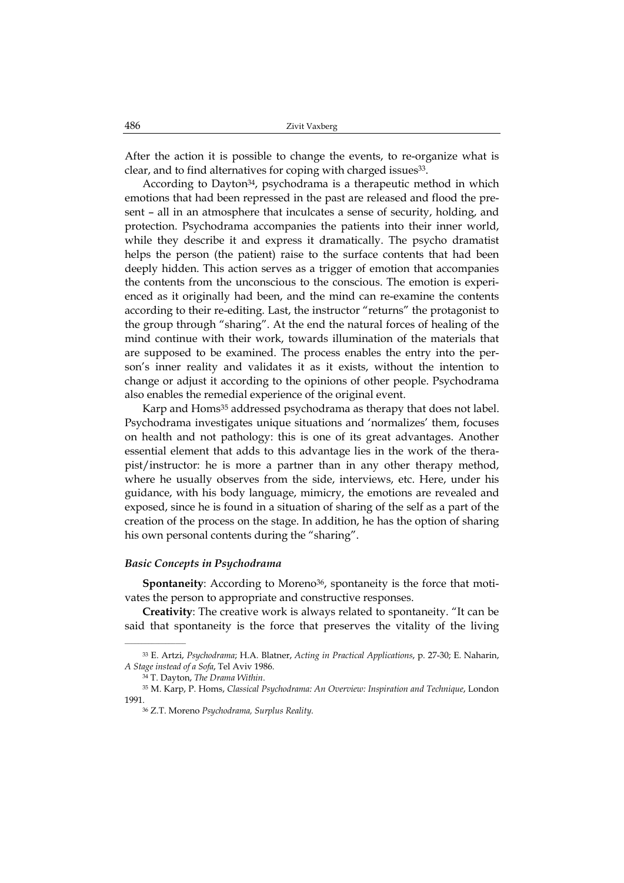After the action it is possible to change the events, to re-organize what is clear, and to find alternatives for coping with charged issues[33].

According to Dayton[34], psychodrama is a therapeutic method in which emotions that had been repressed in the past are released and flood the present – all in an atmosphere that inculcates a sense of security, holding, and protection. Psychodrama accompanies the patients into their inner world, while they describe it and express it dramatically. The psycho dramatist helps the person (the patient) raise to the surface contents that had been deeply hidden. This action serves as a trigger of emotion that accompanies the contents from the unconscious to the conscious. The emotion is experienced as it originally had been, and the mind can re-examine the contents according to their re-editing. Last, the instructor "returns" the protagonist to the group through "sharing". At the end the natural forces of healing of the mind continue with their work, towards illumination of the materials that are supposed to be examined. The process enables the entry into the person's inner reality and validates it as it exists, without the intention to change or adjust it according to the opinions of other people. Psychodrama also enables the remedial experience of the original event.

Karp and Homs[35] addressed psychodrama as therapy that does not label. Psychodrama investigates unique situations and 'normalizes' them, focuses on health and not pathology: this is one of its great advantages. Another essential element that adds to this advantage lies in the work of the therapist/instructor: he is more a partner than in any other therapy method, where he usually observes from the side, interviews, etc. Here, under his guidance, with his body language, mimicry, the emotions are revealed and exposed, since he is found in a situation of sharing of the self as a part of the creation of the process on the stage. In addition, he has the option of sharing his own personal contents during the "sharing".

### *Basic Concepts in Psychodrama*

**Spontaneity**: According to Moreno[36], spontaneity is the force that motivates the person to appropriate and constructive responses.

**Creativity**: The creative work is always related to spontaneity. "It can be said that spontaneity is the force that preserves the vitality of the living

---

[33] E. Artzi, *Psychodrama*; H.A. Blatner, *Acting in Practical Applications*, p. 27-30; E. Naharin, *A Stage instead of a Sofa*, Tel Aviv 1986.

[34] T. Dayton, *The Drama Within*.

[35] M. Karp, P. Homs, *Classical Psychodrama: An Overview: Inspiration and Technique*, London 1991.

[36] Z.T. Moreno *Psychodrama, Surplus Reality.*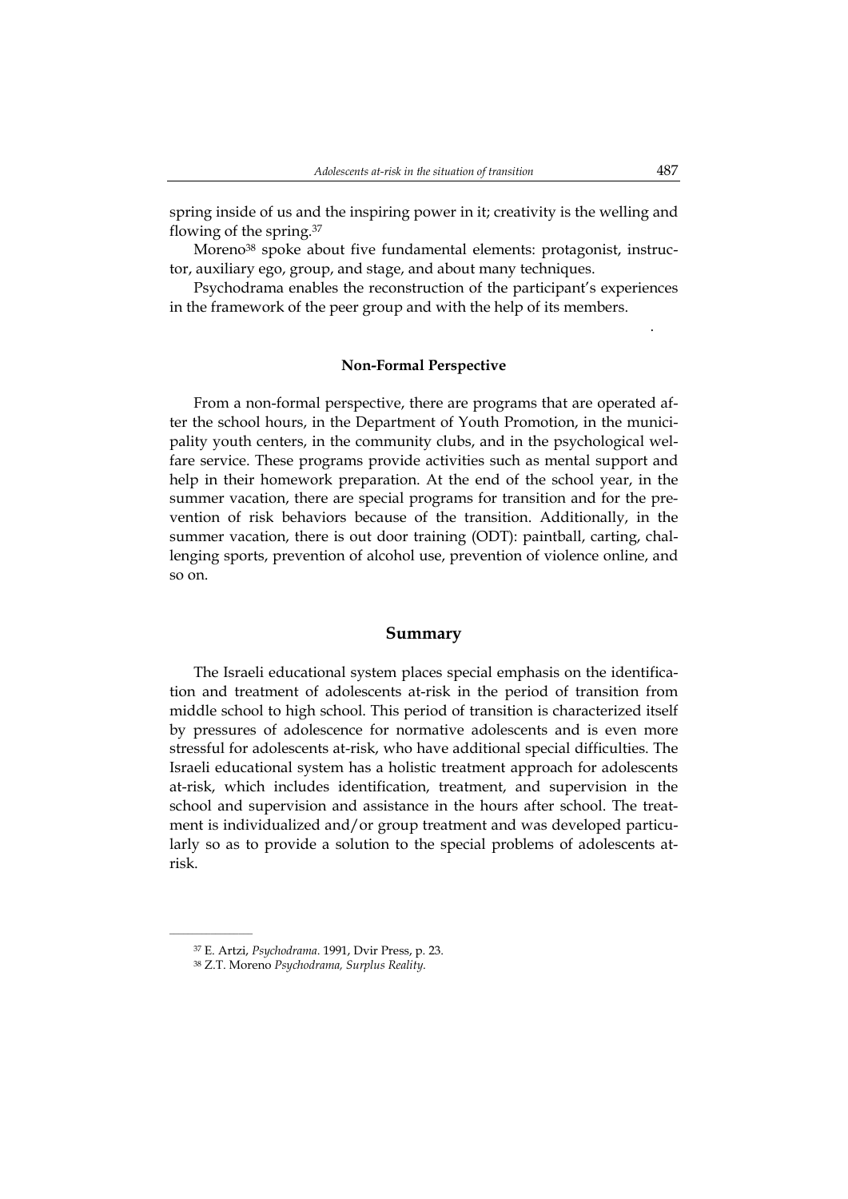spring inside of us and the inspiring power in it; creativity is the welling and flowing of the spring.[37]

Moreno[38] spoke about five fundamental elements: protagonist, instructor, auxiliary ego, group, and stage, and about many techniques.

Psychodrama enables the reconstruction of the participant's experiences in the framework of the peer group and with the help of its members.

### Non-Formal Perspective

From a non-formal perspective, there are programs that are operated after the school hours, in the Department of Youth Promotion, in the municipality youth centers, in the community clubs, and in the psychological welfare service. These programs provide activities such as mental support and help in their homework preparation. At the end of the school year, in the summer vacation, there are special programs for transition and for the prevention of risk behaviors because of the transition. Additionally, in the summer vacation, there is out door training (ODT): paintball, carting, challenging sports, prevention of alcohol use, prevention of violence online, and so on.

## Summary

The Israeli educational system places special emphasis on the identification and treatment of adolescents at-risk in the period of transition from middle school to high school. This period of transition is characterized itself by pressures of adolescence for normative adolescents and is even more stressful for adolescents at-risk, who have additional special difficulties. The Israeli educational system has a holistic treatment approach for adolescents at-risk, which includes identification, treatment, and supervision in the school and supervision and assistance in the hours after school. The treatment is individualized and/or group treatment and was developed particularly so as to provide a solution to the special problems of adolescents at-risk.

---

[37] E. Artzi, *Psychodrama*. 1991, Dvir Press, p. 23.

[38] Z.T. Moreno *Psychodrama, Surplus Reality*.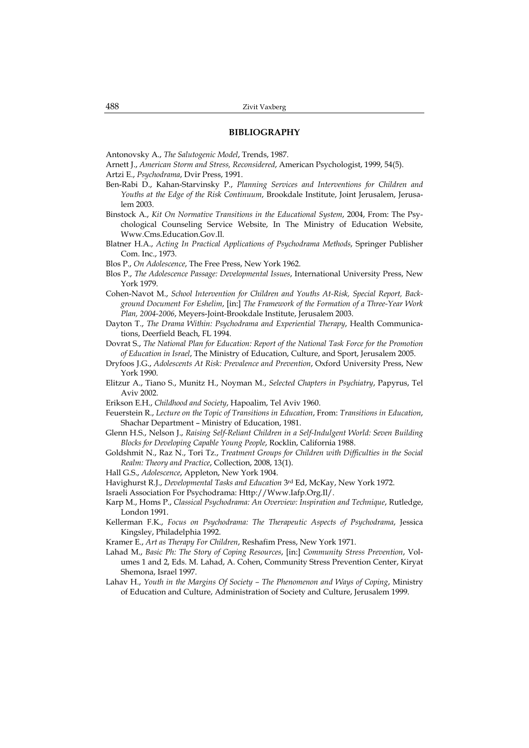## BIBLIOGRAPHY

Antonovsky A., *The Salutogenic Model*, Trends, 1987.

Arnett J., *American Storm and Stress, Reconsidered*, American Psychologist, 1999, 54(5).

Artzi E., *Psychodrama*, Dvir Press, 1991.

Ben-Rabi D., Kahan-Starvinsky P., *Planning Services and Interventions for Children and Youths at the Edge of the Risk Continuum*, Brookdale Institute, Joint Jerusalem, Jerusalem 2003.

Binstock A., *Kit On Normative Transitions in the Educational System*, 2004, From: The Psychological Counseling Service Website, In The Ministry of Education Website, Www.Cms.Education.Gov.Il.

Blatner H.A., *Acting In Practical Applications of Psychodrama Methods*, Springer Publisher Com. Inc., 1973.

Blos P., *On Adolescence*, The Free Press, New York 1962.

Blos P., *The Adolescence Passage: Developmental Issues*, International University Press, New York 1979.

Cohen-Navot M., *School Intervention for Children and Youths At-Risk, Special Report, Background Document For Eshelim*, [in:] *The Framework of the Formation of a Three-Year Work Plan, 2004-2006*, Meyers-Joint-Brookdale Institute, Jerusalem 2003.

Dayton T., *The Drama Within: Psychodrama and Experiential Therapy*, Health Communications, Deerfield Beach, FL 1994.

Dovrat S., *The National Plan for Education: Report of the National Task Force for the Promotion of Education in Israel*, The Ministry of Education, Culture, and Sport, Jerusalem 2005.

Dryfoos J.G., *Adolescents At Risk: Prevalence and Prevention*, Oxford University Press, New York 1990.

Elitzur A., Tiano S., Munitz H., Noyman M., *Selected Chapters in Psychiatry*, Papyrus, Tel Aviv 2002.

Erikson E.H., *Childhood and Society*, Hapoalim, Tel Aviv 1960.

Feuerstein R., *Lecture on the Topic of Transitions in Education*, From: *Transitions in Education*, Shachar Department – Ministry of Education, 1981.

Glenn H.S., Nelson J., *Raising Self-Reliant Children in a Self-Indulgent World: Seven Building Blocks for Developing Capable Young People*, Rocklin, California 1988.

Goldshmit N., Raz N., Tori Tz., *Treatment Groups for Children with Difficulties in the Social Realm: Theory and Practice*, Collection, 2008, 13(1).

Hall G.S., *Adolescence*, Appleton, New York 1904.

Havighurst R.J., *Developmental Tasks and Education* 3rd Ed, McKay, New York 1972.

Israeli Association For Psychodrama: Http://Www.Iafp.Org.Il/.

Karp M., Homs P., *Classical Psychodrama: An Overview: Inspiration and Technique*, Rutledge, London 1991.

Kellerman F.K., *Focus on Psychodrama: The Therapeutic Aspects of Psychodrama*, Jessica Kingsley, Philadelphia 1992.

Kramer E., *Art as Therapy For Children*, Reshafim Press, New York 1971.

Lahad M., *Basic Ph: The Story of Coping Resources*, [in:] *Community Stress Prevention*, Volumes 1 and 2, Eds. M. Lahad, A. Cohen, Community Stress Prevention Center, Kiryat Shemona, Israel 1997.

Lahav H., *Youth in the Margins Of Society – The Phenomenon and Ways of Coping*, Ministry of Education and Culture, Administration of Society and Culture, Jerusalem 1999.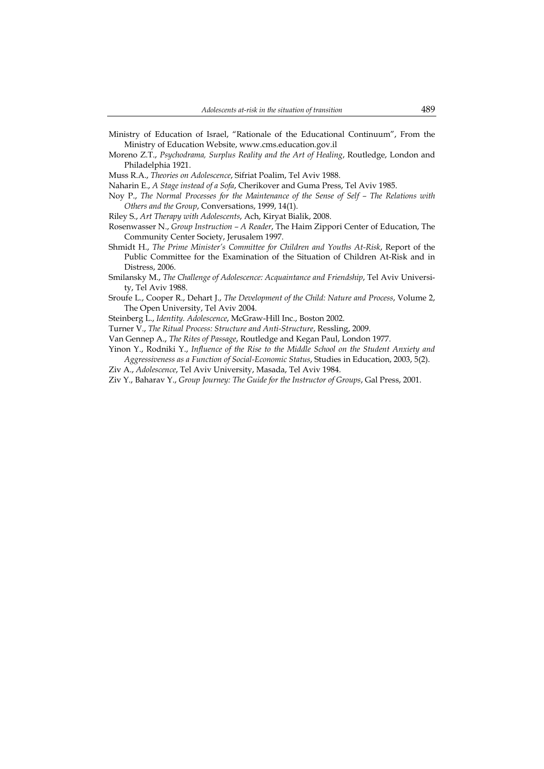Ministry of Education of Israel, "Rationale of the Educational Continuum", From the Ministry of Education Website, www.cms.education.gov.il

Moreno Z.T., *Psychodrama, Surplus Reality and the Art of Healing*, Routledge, London and Philadelphia 1921.

Muss R.A., *Theories on Adolescence*, Sifriat Poalim, Tel Aviv 1988.

Naharin E., *A Stage instead of a Sofa*, Cherikover and Guma Press, Tel Aviv 1985.

Noy P., *The Normal Processes for the Maintenance of the Sense of Self – The Relations with Others and the Group*, Conversations, 1999, 14(1).

Riley S., *Art Therapy with Adolescents*, Ach, Kiryat Bialik, 2008.

Rosenwasser N., *Group Instruction – A Reader*, The Haim Zippori Center of Education, The Community Center Society, Jerusalem 1997.

Shmidt H., *The Prime Minister's Committee for Children and Youths At-Risk*, Report of the Public Committee for the Examination of the Situation of Children At-Risk and in Distress, 2006.

Smilansky M., *The Challenge of Adolescence: Acquaintance and Friendship*, Tel Aviv University, Tel Aviv 1988.

Sroufe L., Cooper R., Dehart J., *The Development of the Child: Nature and Process*, Volume 2, The Open University, Tel Aviv 2004.

Steinberg L., *Identity. Adolescence*, McGraw-Hill Inc., Boston 2002.

Turner V., *The Ritual Process: Structure and Anti-Structure*, Ressling, 2009.

Van Gennep A., *The Rites of Passage*, Routledge and Kegan Paul, London 1977.

Yinon Y., Rodniki Y., *Influence of the Rise to the Middle School on the Student Anxiety and Aggressiveness as a Function of Social-Economic Status*, Studies in Education, 2003, 5(2).

Ziv A., *Adolescence*, Tel Aviv University, Masada, Tel Aviv 1984.

Ziv Y., Baharav Y., *Group Journey: The Guide for the Instructor of Groups*, Gal Press, 2001.